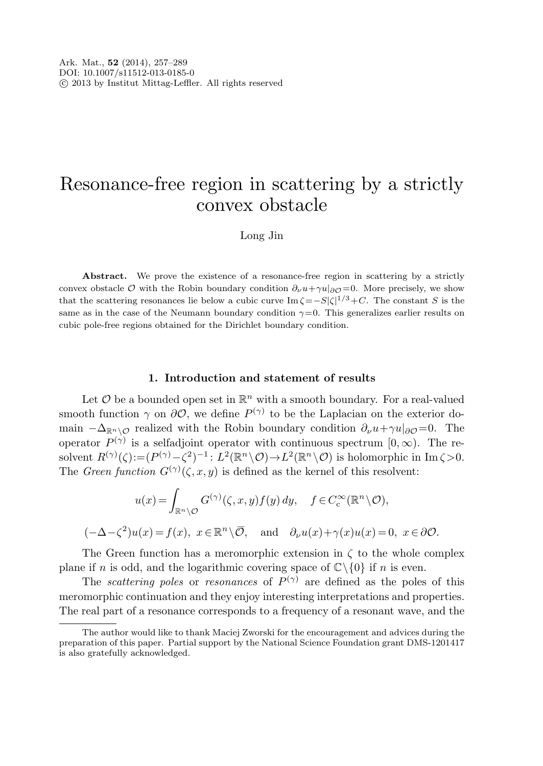Ark. Mat., **52** (2014), 257–289
DOI: 10.1007/s11512-013-0185-0
© 2013 by Institut Mittag-Leffler. All rights reserved

# Resonance-free region in scattering by a strictly convex obstacle

Long Jin

**Abstract.** We prove the existence of a resonance-free region in scattering by a strictly convex obstacle $\mathcal{O}$ with the Robin boundary condition $\partial_\nu u+\gamma u|_{\partial\mathcal{O}}=0$. More precisely, we show that the scattering resonances lie below a cubic curve $\operatorname{Im}\zeta=-S|\zeta|^{1/3}+C$. The constant $S$ is the same as in the case of the Neumann boundary condition $\gamma=0$. This generalizes earlier results on cubic pole-free regions obtained for the Dirichlet boundary condition.

## 1. Introduction and statement of results

Let $\mathcal{O}$ be a bounded open set in $\mathbb{R}^n$ with a smooth boundary. For a real-valued smooth function $\gamma$ on $\partial\mathcal{O}$, we define $P^{(\gamma)}$ to be the Laplacian on the exterior domain $-\Delta_{\mathbb{R}^n\setminus\mathcal{O}}$ realized with the Robin boundary condition $\partial_\nu u+\gamma u|_{\partial\mathcal{O}}=0$. The operator $P^{(\gamma)}$ is a selfadjoint operator with continuous spectrum $[0,\infty)$. The resolvent $R^{(\gamma)}(\zeta):=(P^{(\gamma)}-\zeta^2)^{-1}\colon L^2(\mathbb{R}^n\setminus\mathcal{O})\to L^2(\mathbb{R}^n\setminus\mathcal{O})$ is holomorphic in $\operatorname{Im}\zeta>0$. The *Green function* $G^{(\gamma)}(\zeta,x,y)$ is defined as the kernel of this resolvent:

$$u(x)=\int_{\mathbb{R}^n\setminus\mathcal{O}} G^{(\gamma)}(\zeta,x,y)f(y)\,dy,\quad f\in C_c^\infty(\mathbb{R}^n\setminus\mathcal{O}),$$

$$(-\Delta-\zeta^2)u(x)=f(x),\ x\in\mathbb{R}^n\setminus\overline{\mathcal{O}},\quad\text{and}\quad \partial_\nu u(x)+\gamma(x)u(x)=0,\ x\in\partial\mathcal{O}.$$

The Green function has a meromorphic extension in $\zeta$ to the whole complex plane if $n$ is odd, and the logarithmic covering space of $\mathbb{C}\setminus\{0\}$ if $n$ is even.

The *scattering poles* or *resonances* of $P^{(\gamma)}$ are defined as the poles of this meromorphic continuation and they enjoy interesting interpretations and properties. The real part of a resonance corresponds to a frequency of a resonant wave, and the

The author would like to thank Maciej Zworski for the encouragement and advices during the preparation of this paper. Partial support by the National Science Foundation grant DMS-1201417 is also gratefully acknowledged.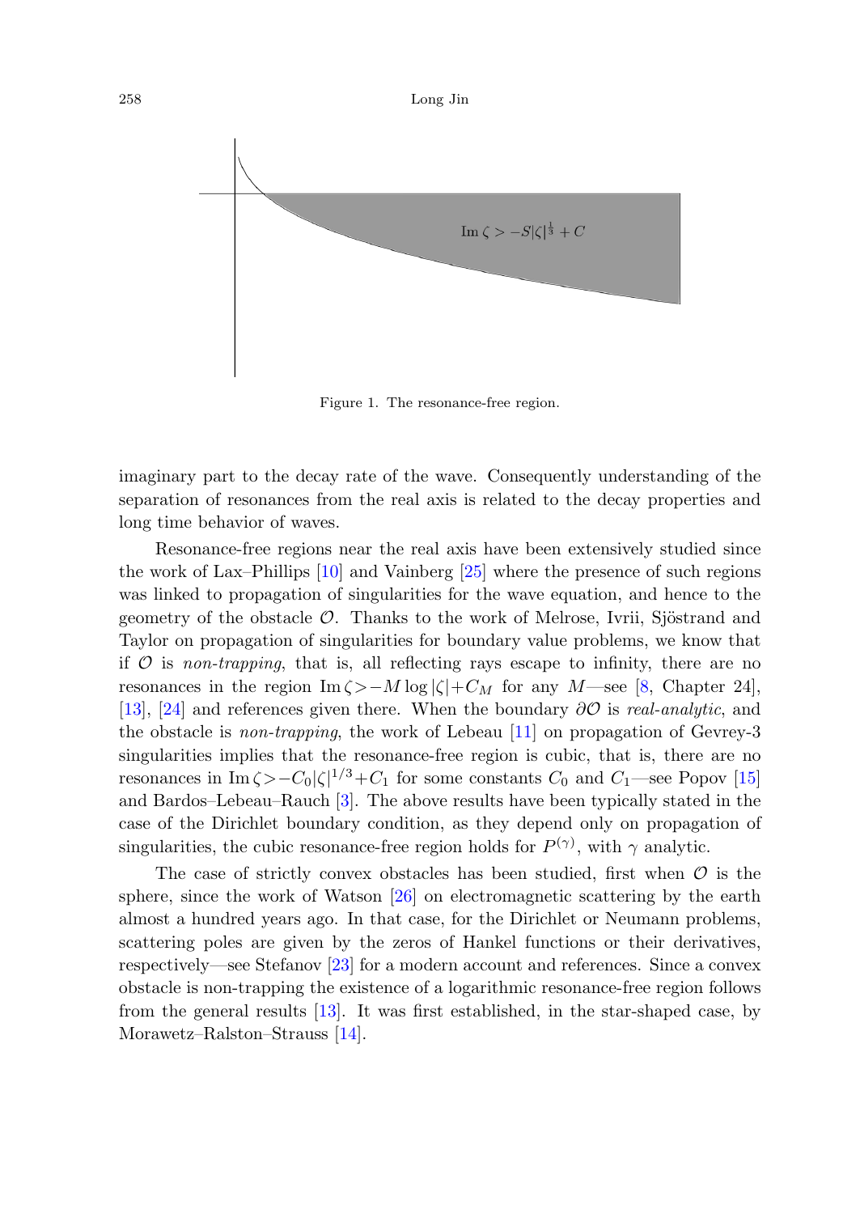Figure 1. The resonance-free region.

imaginary part to the decay rate of the wave. Consequently understanding of the separation of resonances from the real axis is related to the decay properties and long time behavior of waves.

Resonance-free regions near the real axis have been extensively studied since the work of Lax–Phillips [10] and Vainberg [25] where the presence of such regions was linked to propagation of singularities for the wave equation, and hence to the geometry of the obstacle $\mathcal{O}$. Thanks to the work of Melrose, Ivrii, Sjöstrand and Taylor on propagation of singularities for boundary value problems, we know that if $\mathcal{O}$ is *non-trapping*, that is, all reflecting rays escape to infinity, there are no resonances in the region $\operatorname{Im}\zeta > -M\log|\zeta| + C_M$ for any $M$—see [8, Chapter 24], [13], [24] and references given there. When the boundary $\partial\mathcal{O}$ is *real-analytic*, and the obstacle is *non-trapping*, the work of Lebeau [11] on propagation of Gevrey-3 singularities implies that the resonance-free region is cubic, that is, there are no resonances in $\operatorname{Im}\zeta > -C_0|\zeta|^{1/3} + C_1$ for some constants $C_0$ and $C_1$—see Popov [15] and Bardos–Lebeau–Rauch [3]. The above results have been typically stated in the case of the Dirichlet boundary condition, as they depend only on propagation of singularities, the cubic resonance-free region holds for $P^{(\gamma)}$, with $\gamma$ analytic.

The case of strictly convex obstacles has been studied, first when $\mathcal{O}$ is the sphere, since the work of Watson [26] on electromagnetic scattering by the earth almost a hundred years ago. In that case, for the Dirichlet or Neumann problems, scattering poles are given by the zeros of Hankel functions or their derivatives, respectively—see Stefanov [23] for a modern account and references. Since a convex obstacle is non-trapping the existence of a logarithmic resonance-free region follows from the general results [13]. It was first established, in the star-shaped case, by Morawetz–Ralston–Strauss [14].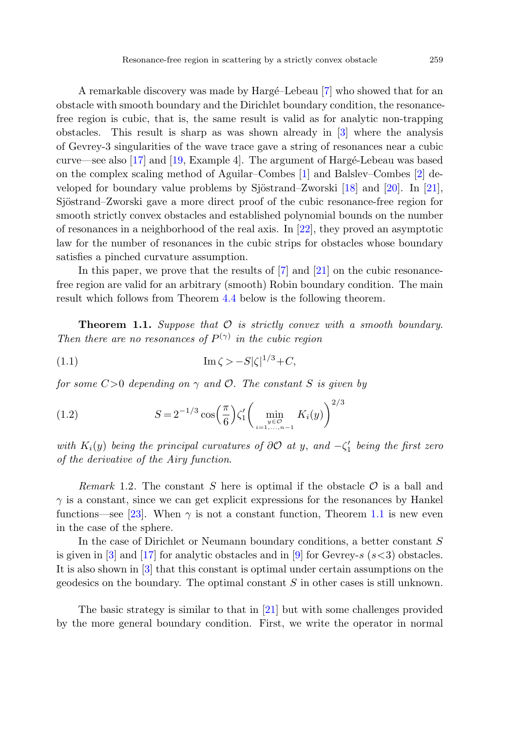A remarkable discovery was made by Hargé–Lebeau [7] who showed that for an obstacle with smooth boundary and the Dirichlet boundary condition, the resonance-free region is cubic, that is, the same result is valid as for analytic non-trapping obstacles. This result is sharp as was shown already in [3] where the analysis of Gevrey-3 singularities of the wave trace gave a string of resonances near a cubic curve—see also [17] and [19, Example 4]. The argument of Hargé-Lebeau was based on the complex scaling method of Aguilar–Combes [1] and Balslev–Combes [2] developed for boundary value problems by Sjöstrand–Zworski [18] and [20]. In [21], Sjöstrand–Zworski gave a more direct proof of the cubic resonance-free region for smooth strictly convex obstacles and established polynomial bounds on the number of resonances in a neighborhood of the real axis. In [22], they proved an asymptotic law for the number of resonances in the cubic strips for obstacles whose boundary satisfies a pinched curvature assumption.

In this paper, we prove that the results of [7] and [21] on the cubic resonance-free region are valid for an arbitrary (smooth) Robin boundary condition. The main result which follows from Theorem 4.4 below is the following theorem.

**Theorem 1.1.** *Suppose that $\mathcal{O}$ is strictly convex with a smooth boundary. Then there are no resonances of $P^{(\gamma)}$ in the cubic region*

$$\operatorname{Im} \zeta > -S|\zeta|^{1/3} + C, \tag{1.1}$$

*for some $C>0$ depending on $\gamma$ and $\mathcal{O}$. The constant $S$ is given by*

$$S = 2^{-1/3} \cos\left(\frac{\pi}{6}\right) \zeta_1' \left( \min_{\substack{y \in \mathcal{O} \\ i=1,\dots,n-1}} K_i(y) \right)^{2/3} \tag{1.2}$$

*with $K_i(y)$ being the principal curvatures of $\partial\mathcal{O}$ at $y$, and $-\zeta_1'$ being the first zero of the derivative of the Airy function.*

*Remark* 1.2. The constant $S$ here is optimal if the obstacle $\mathcal{O}$ is a ball and $\gamma$ is a constant, since we can get explicit expressions for the resonances by Hankel functions—see [23]. When $\gamma$ is not a constant function, Theorem 1.1 is new even in the case of the sphere.

In the case of Dirichlet or Neumann boundary conditions, a better constant $S$ is given in [3] and [17] for analytic obstacles and in [9] for Gevrey-$s$ ($s<3$) obstacles. It is also shown in [3] that this constant is optimal under certain assumptions on the geodesics on the boundary. The optimal constant $S$ in other cases is still unknown.

The basic strategy is similar to that in [21] but with some challenges provided by the more general boundary condition. First, we write the operator in normal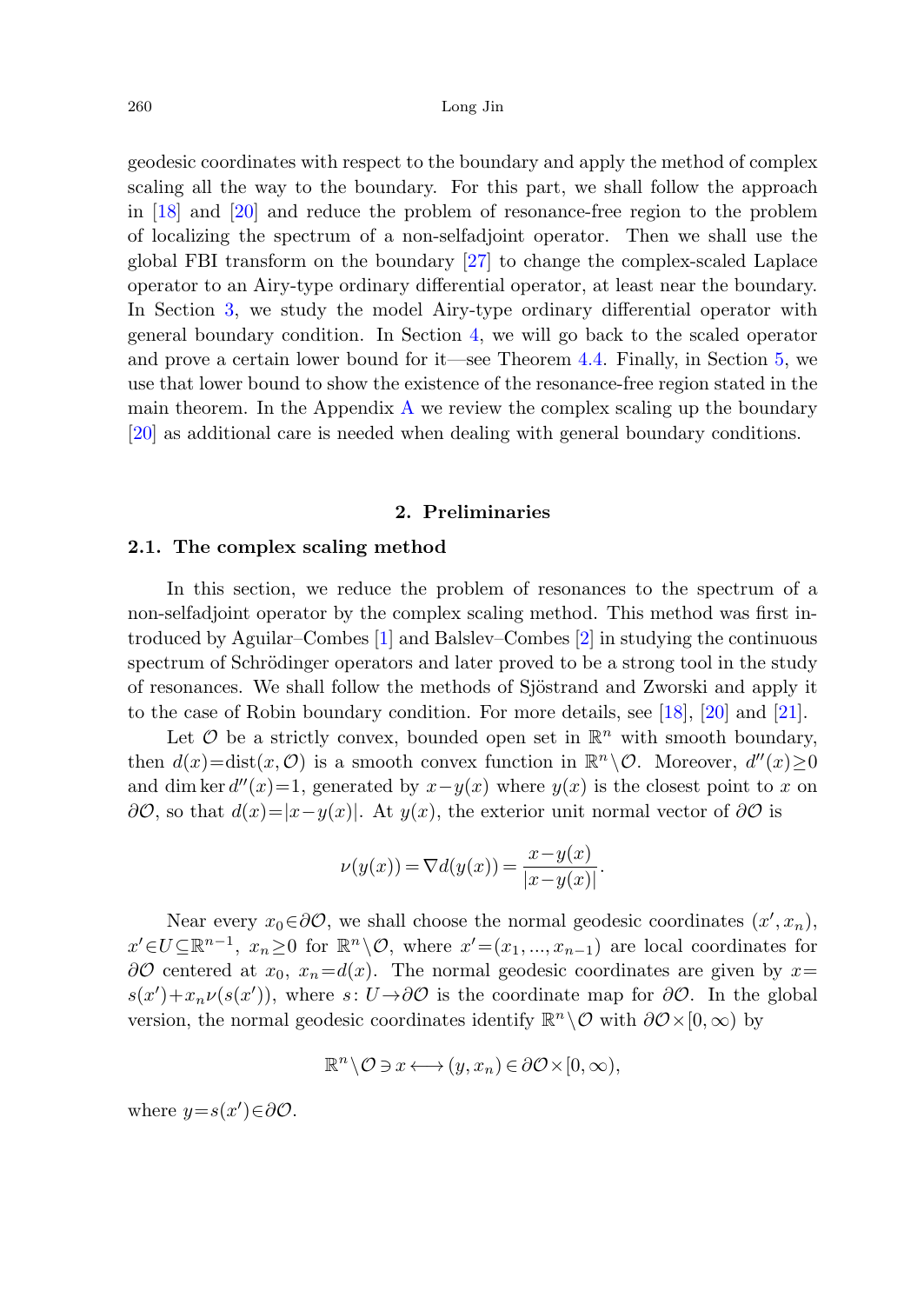geodesic coordinates with respect to the boundary and apply the method of complex scaling all the way to the boundary. For this part, we shall follow the approach in [18] and [20] and reduce the problem of resonance-free region to the problem of localizing the spectrum of a non-selfadjoint operator. Then we shall use the global FBI transform on the boundary [27] to change the complex-scaled Laplace operator to an Airy-type ordinary differential operator, at least near the boundary. In Section 3, we study the model Airy-type ordinary differential operator with general boundary condition. In Section 4, we will go back to the scaled operator and prove a certain lower bound for it—see Theorem 4.4. Finally, in Section 5, we use that lower bound to show the existence of the resonance-free region stated in the main theorem. In the Appendix A we review the complex scaling up the boundary [20] as additional care is needed when dealing with general boundary conditions.

## 2. Preliminaries

### 2.1. The complex scaling method

In this section, we reduce the problem of resonances to the spectrum of a non-selfadjoint operator by the complex scaling method. This method was first introduced by Aguilar–Combes [1] and Balslev–Combes [2] in studying the continuous spectrum of Schrödinger operators and later proved to be a strong tool in the study of resonances. We shall follow the methods of Sjöstrand and Zworski and apply it to the case of Robin boundary condition. For more details, see [18], [20] and [21].

Let $\mathcal{O}$ be a strictly convex, bounded open set in $\mathbb{R}^n$ with smooth boundary, then $d(x)=\operatorname{dist}(x,\mathcal{O})$ is a smooth convex function in $\mathbb{R}^n\setminus\mathcal{O}$. Moreover, $d''(x)\geq 0$ and $\dim\ker d''(x)=1$, generated by $x-y(x)$ where $y(x)$ is the closest point to $x$ on $\partial\mathcal{O}$, so that $d(x)=|x-y(x)|$. At $y(x)$, the exterior unit normal vector of $\partial\mathcal{O}$ is

$$\nu(y(x))=\nabla d(y(x))=\frac{x-y(x)}{|x-y(x)|}.$$

Near every $x_0\in\partial\mathcal{O}$, we shall choose the normal geodesic coordinates $(x',x_n)$, $x'\in U\subseteq\mathbb{R}^{n-1}$, $x_n\geq 0$ for $\mathbb{R}^n\setminus\mathcal{O}$, where $x'=(x_1,\dots,x_{n-1})$ are local coordinates for $\partial\mathcal{O}$ centered at $x_0$, $x_n=d(x)$. The normal geodesic coordinates are given by $x=s(x')+x_n\nu(s(x'))$, where $s\colon U\to\partial\mathcal{O}$ is the coordinate map for $\partial\mathcal{O}$. In the global version, the normal geodesic coordinates identify $\mathbb{R}^n\setminus\mathcal{O}$ with $\partial\mathcal{O}\times[0,\infty)$ by

$$\mathbb{R}^n\setminus\mathcal{O}\ni x\longleftrightarrow(y,x_n)\in\partial\mathcal{O}\times[0,\infty),$$

where $y=s(x')\in\partial\mathcal{O}$.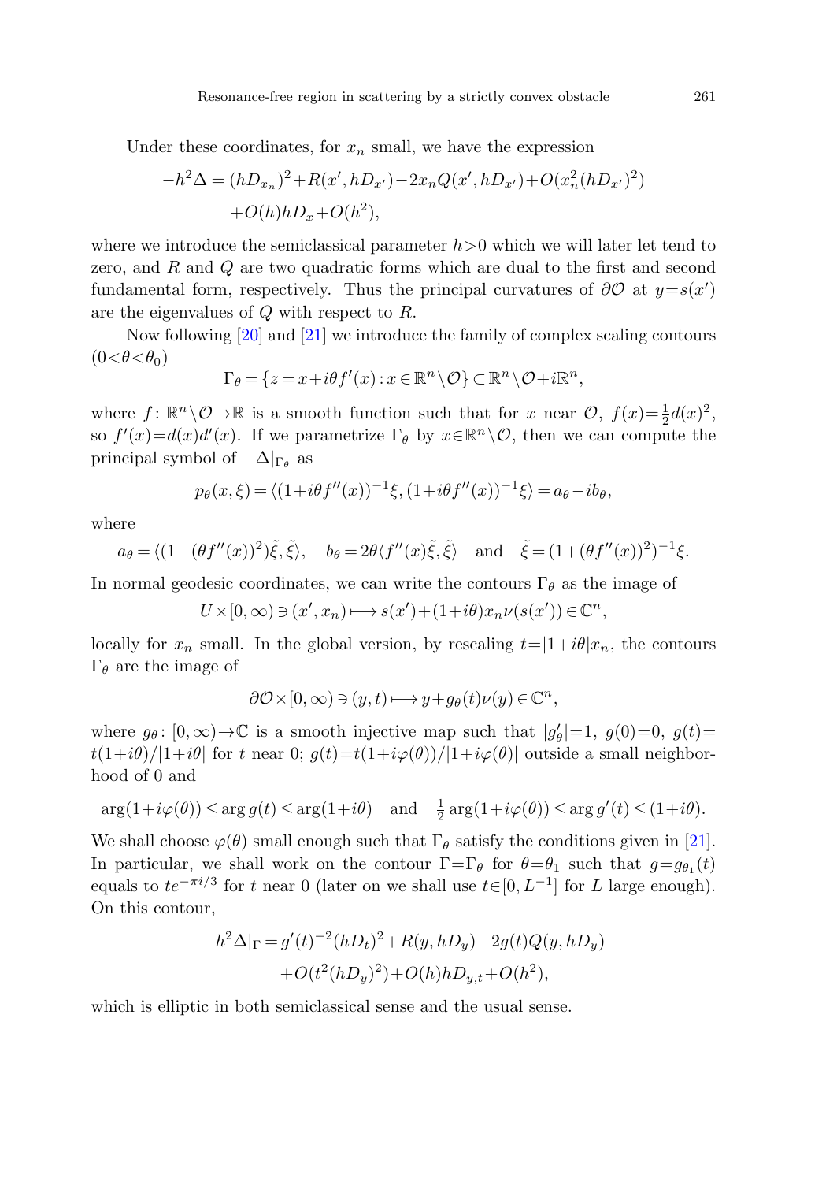Under these coordinates, for $x_n$ small, we have the expression

$$
\begin{aligned}
-h^2\Delta = (hD_{x_n})^2 + R(x', hD_{x'}) - 2x_n Q(x', hD_{x'}) + O(x_n^2 (hD_{x'})^2) \\
+ O(h)hD_x + O(h^2),
\end{aligned}
$$

where we introduce the semiclassical parameter $h>0$ which we will later let tend to zero, and $R$ and $Q$ are two quadratic forms which are dual to the first and second fundamental form, respectively. Thus the principal curvatures of $\partial\mathcal{O}$ at $y=s(x')$ are the eigenvalues of $Q$ with respect to $R$.

Now following [20] and [21] we introduce the family of complex scaling contours $(0<\theta<\theta_0)$

$$
\Gamma_\theta = \{z = x + i\theta f'(x) : x \in \mathbb{R}^n \setminus \mathcal{O}\} \subset \mathbb{R}^n \setminus \mathcal{O} + i\mathbb{R}^n,
$$

where $f\colon \mathbb{R}^n\setminus\mathcal{O}\to\mathbb{R}$ is a smooth function such that for $x$ near $\mathcal{O}$, $f(x)=\frac{1}{2}d(x)^2$, so $f'(x)=d(x)d'(x)$. If we parametrize $\Gamma_\theta$ by $x\in\mathbb{R}^n\setminus\mathcal{O}$, then we can compute the principal symbol of $-\Delta|_{\Gamma_\theta}$ as

$$
p_\theta(x,\xi) = \langle (1+i\theta f''(x))^{-1}\xi, (1+i\theta f''(x))^{-1}\xi\rangle = a_\theta - ib_\theta,
$$

where

$$
a_\theta = \langle (1-(\theta f''(x))^2)\tilde{\xi}, \tilde{\xi}\rangle, \quad b_\theta = 2\theta\langle f''(x)\tilde{\xi}, \tilde{\xi}\rangle \quad \text{and} \quad \tilde{\xi} = (1+(\theta f''(x))^2)^{-1}\xi.
$$

In normal geodesic coordinates, we can write the contours $\Gamma_\theta$ as the image of

$$
U\times[0,\infty) \ni (x', x_n) \longmapsto s(x') + (1+i\theta)x_n \nu(s(x')) \in \mathbb{C}^n,
$$

locally for $x_n$ small. In the global version, by rescaling $t=|1+i\theta|x_n$, the contours $\Gamma_\theta$ are the image of

$$
\partial\mathcal{O}\times[0,\infty) \ni (y,t) \longmapsto y + g_\theta(t)\nu(y) \in \mathbb{C}^n,
$$

where $g_\theta\colon [0,\infty)\to\mathbb{C}$ is a smooth injective map such that $|g_\theta'|=1$, $g(0)=0$, $g(t)=t(1+i\theta)/|1+i\theta|$ for $t$ near 0; $g(t)=t(1+i\varphi(\theta))/|1+i\varphi(\theta)|$ outside a small neighborhood of 0 and

$$
\arg(1+i\varphi(\theta)) \le \arg g(t) \le \arg(1+i\theta) \quad \text{and} \quad \tfrac{1}{2}\arg(1+i\varphi(\theta)) \le \arg g'(t) \le (1+i\theta).
$$

We shall choose $\varphi(\theta)$ small enough such that $\Gamma_\theta$ satisfy the conditions given in [21]. In particular, we shall work on the contour $\Gamma=\Gamma_\theta$ for $\theta=\theta_1$ such that $g=g_{\theta_1}(t)$ equals to $te^{-\pi i/3}$ for $t$ near 0 (later on we shall use $t\in[0,L^{-1}]$ for $L$ large enough). On this contour,

$$
\begin{aligned}
-h^2\Delta|_\Gamma = g'(t)^{-2}(hD_t)^2 + R(y, hD_y) - 2g(t)Q(y, hD_y) \\
+ O(t^2(hD_y)^2) + O(h)hD_{y,t} + O(h^2),
\end{aligned}
$$

which is elliptic in both semiclassical sense and the usual sense.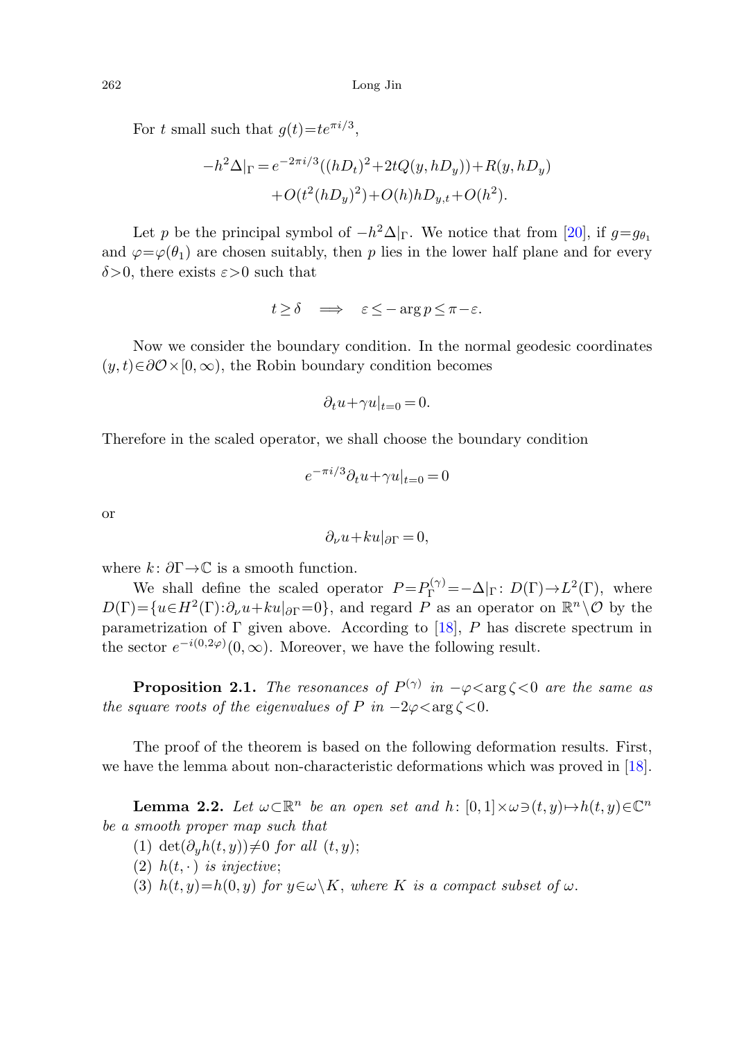For $t$ small such that $g(t) = te^{\pi i/3}$,

$$
\begin{aligned}
-h^2\Delta|_\Gamma = e^{-2\pi i/3}((hD_t)^2 + 2tQ(y, hD_y)) + R(y, hD_y) \\
+ O(t^2(hD_y)^2) + O(h)hD_{y,t} + O(h^2).
\end{aligned}
$$

Let $p$ be the principal symbol of $-h^2\Delta|_\Gamma$. We notice that from [20], if $g = g_{\theta_1}$ and $\varphi = \varphi(\theta_1)$ are chosen suitably, then $p$ lies in the lower half plane and for every $\delta > 0$, there exists $\varepsilon > 0$ such that

$$
t \geq \delta \quad \Longrightarrow \quad \varepsilon \leq -\arg p \leq \pi - \varepsilon.
$$

Now we consider the boundary condition. In the normal geodesic coordinates $(y, t) \in \partial\mathcal{O} \times [0, \infty)$, the Robin boundary condition becomes

$$
\partial_t u + \gamma u|_{t=0} = 0.
$$

Therefore in the scaled operator, we shall choose the boundary condition

$$
e^{-\pi i/3}\partial_t u + \gamma u|_{t=0} = 0
$$

or

$$
\partial_\nu u + ku|_{\partial\Gamma} = 0,
$$

where $k: \partial\Gamma \to \mathbb{C}$ is a smooth function.

We shall define the scaled operator $P = P_\Gamma^{(\gamma)} = -\Delta|_\Gamma: D(\Gamma) \to L^2(\Gamma)$, where $D(\Gamma) = \{u \in H^2(\Gamma): \partial_\nu u + ku|_{\partial\Gamma} = 0\}$, and regard $P$ as an operator on $\mathbb{R}^n \setminus \mathcal{O}$ by the parametrization of $\Gamma$ given above. According to [18], $P$ has discrete spectrum in the sector $e^{-i(0,2\varphi)}(0, \infty)$. Moreover, we have the following result.

**Proposition 2.1.** *The resonances of $P^{(\gamma)}$ in $-\varphi < \arg\zeta < 0$ are the same as the square roots of the eigenvalues of $P$ in $-2\varphi < \arg\zeta < 0$.*

The proof of the theorem is based on the following deformation results. First, we have the lemma about non-characteristic deformations which was proved in [18].

**Lemma 2.2.** *Let $\omega \subset \mathbb{R}^n$ be an open set and $h: [0, 1] \times \omega \ni (t, y) \mapsto h(t, y) \in \mathbb{C}^n$ be a smooth proper map such that*

(1) *$\det(\partial_y h(t, y)) \neq 0$ for all $(t, y)$;*

(2) *$h(t, \cdot)$ is injective;*

(3) *$h(t, y) = h(0, y)$ for $y \in \omega \setminus K$, where $K$ is a compact subset of $\omega$.*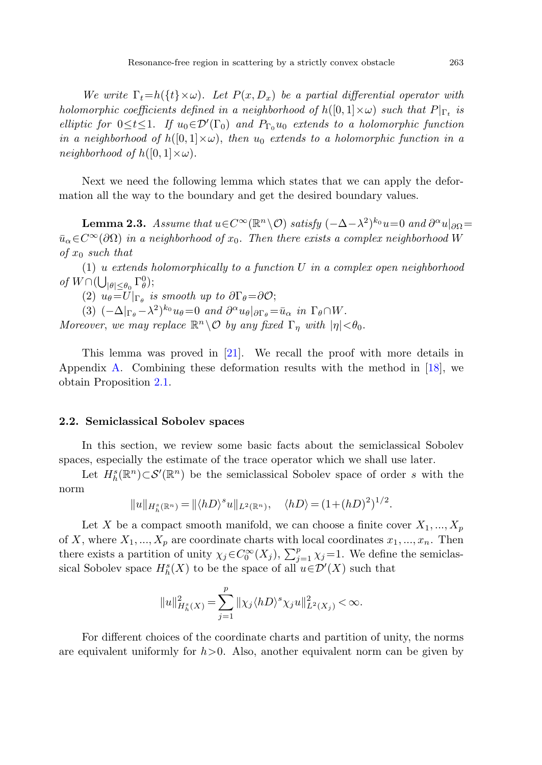*We write $\Gamma_t = h(\{t\}\times\omega)$. Let $P(x, D_x)$ be a partial differential operator with holomorphic coefficients defined in a neighborhood of $h([0,1]\times\omega)$ such that $P|_{\Gamma_t}$ is elliptic for $0\le t\le 1$. If $u_0\in\mathcal{D}'(\Gamma_0)$ and $P_{\Gamma_0}u_0$ extends to a holomorphic function in a neighborhood of $h([0,1]\times\omega)$, then $u_0$ extends to a holomorphic function in a neighborhood of $h([0,1]\times\omega)$.*

Next we need the following lemma which states that we can apply the deformation all the way to the boundary and get the desired boundary values.

**Lemma 2.3.** *Assume that $u\in C^\infty(\mathbb{R}^n\setminus\mathcal{O})$ satisfy $(-\Delta-\lambda^2)^{k_0}u=0$ and $\partial^\alpha u|_{\partial\Omega}=\bar{u}_\alpha\in C^\infty(\partial\Omega)$ in a neighborhood of $x_0$. Then there exists a complex neighborhood $W$ of $x_0$ such that*

*(1) $u$ extends holomorphically to a function $U$ in a complex open neighborhood of $W\cap(\bigcup_{|\theta|\le\theta_0}\Gamma^0_\theta)$;*

*(2) $u_\theta = U|_{\Gamma_\theta}$ is smooth up to $\partial\Gamma_\theta=\partial\mathcal{O}$;*

*(3) $(-\Delta|_{\Gamma_\theta}-\lambda^2)^{k_0}u_\theta=0$ and $\partial^\alpha u_\theta|_{\partial\Gamma_\theta}=\bar{u}_\alpha$ in $\Gamma_\theta\cap W$.*

*Moreover, we may replace $\mathbb{R}^n\setminus\mathcal{O}$ by any fixed $\Gamma_\eta$ with $|\eta|<\theta_0$.*

This lemma was proved in [21]. We recall the proof with more details in Appendix A. Combining these deformation results with the method in [18], we obtain Proposition 2.1.

### 2.2. Semiclassical Sobolev spaces

In this section, we review some basic facts about the semiclassical Sobolev spaces, especially the estimate of the trace operator which we shall use later.

Let $H^s_h(\mathbb{R}^n)\subset\mathcal{S}'(\mathbb{R}^n)$ be the semiclassical Sobolev space of order $s$ with the norm

$$\|u\|_{H^s_h(\mathbb{R}^n)} = \|\langle hD\rangle^s u\|_{L^2(\mathbb{R}^n)}, \quad \langle hD\rangle = (1+(hD)^2)^{1/2}.$$

Let $X$ be a compact smooth manifold, we can choose a finite cover $X_1, ..., X_p$ of $X$, where $X_1, ..., X_p$ are coordinate charts with local coordinates $x_1, ..., x_n$. Then there exists a partition of unity $\chi_j\in C_0^\infty(X_j)$, $\sum_{j=1}^p\chi_j=1$. We define the semiclassical Sobolev space $H^s_h(X)$ to be the space of all $u\in\mathcal{D}'(X)$ such that

$$\|u\|^2_{H^s_h(X)} = \sum_{j=1}^p \|\chi_j\langle hD\rangle^s\chi_j u\|^2_{L^2(X_j)} < \infty.$$

For different choices of the coordinate charts and partition of unity, the norms are equivalent uniformly for $h>0$. Also, another equivalent norm can be given by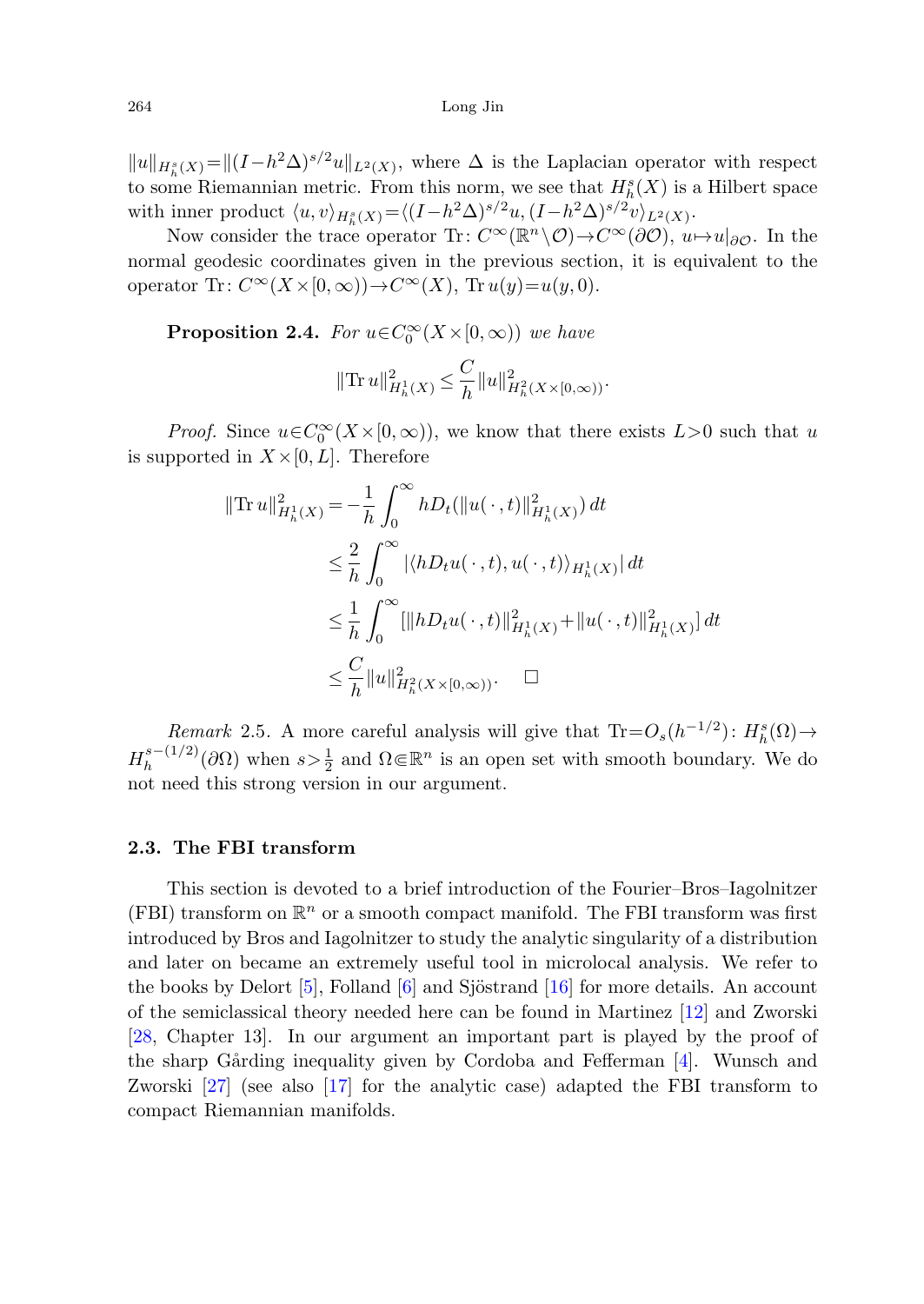$\|u\|_{H_h^s(X)} = \|(I-h^2\Delta)^{s/2}u\|_{L^2(X)}$, where $\Delta$ is the Laplacian operator with respect to some Riemannian metric. From this norm, we see that $H_h^s(X)$ is a Hilbert space with inner product $\langle u, v\rangle_{H_h^s(X)} = \langle (I-h^2\Delta)^{s/2}u, (I-h^2\Delta)^{s/2}v\rangle_{L^2(X)}$.

Now consider the trace operator $\mathrm{Tr}\colon C^\infty(\mathbb{R}^n\setminus\mathcal{O})\to C^\infty(\partial\mathcal{O})$, $u\mapsto u|_{\partial\mathcal{O}}$. In the normal geodesic coordinates given in the previous section, it is equivalent to the operator $\mathrm{Tr}\colon C^\infty(X\times[0,\infty))\to C^\infty(X)$, $\mathrm{Tr}\,u(y)=u(y,0)$.

**Proposition 2.4.** *For $u\in C_0^\infty(X\times[0,\infty))$ we have*

$$\|\mathrm{Tr}\,u\|_{H_h^1(X)}^2 \le \frac{C}{h}\|u\|_{H_h^2(X\times[0,\infty))}^2.$$

*Proof.* Since $u\in C_0^\infty(X\times[0,\infty))$, we know that there exists $L>0$ such that $u$ is supported in $X\times[0,L]$. Therefore

$$\begin{aligned}
\|\mathrm{Tr}\,u\|_{H_h^1(X)}^2 &= -\frac{1}{h}\int_0^\infty hD_t(\|u(\,\cdot\,,t)\|_{H_h^1(X)}^2)\,dt \\
&\le \frac{2}{h}\int_0^\infty |\langle hD_t u(\,\cdot\,,t), u(\,\cdot\,,t)\rangle_{H_h^1(X)}|\,dt \\
&\le \frac{1}{h}\int_0^\infty [\|hD_t u(\,\cdot\,,t)\|_{H_h^1(X)}^2 + \|u(\,\cdot\,,t)\|_{H_h^1(X)}^2]\,dt \\
&\le \frac{C}{h}\|u\|_{H_h^2(X\times[0,\infty))}^2. \qquad \square
\end{aligned}$$

*Remark* 2.5. A more careful analysis will give that $\mathrm{Tr}=O_s(h^{-1/2})\colon H_h^s(\Omega)\to H_h^{s-(1/2)}(\partial\Omega)$ when $s>\frac{1}{2}$ and $\Omega\Subset\mathbb{R}^n$ is an open set with smooth boundary. We do not need this strong version in our argument.

### 2.3. The FBI transform

This section is devoted to a brief introduction of the Fourier–Bros–Iagolnitzer (FBI) transform on $\mathbb{R}^n$ or a smooth compact manifold. The FBI transform was first introduced by Bros and Iagolnitzer to study the analytic singularity of a distribution and later on became an extremely useful tool in microlocal analysis. We refer to the books by Delort [5], Folland [6] and Sjöstrand [16] for more details. An account of the semiclassical theory needed here can be found in Martinez [12] and Zworski [28, Chapter 13]. In our argument an important part is played by the proof of the sharp Gårding inequality given by Cordoba and Fefferman [4]. Wunsch and Zworski [27] (see also [17] for the analytic case) adapted the FBI transform to compact Riemannian manifolds.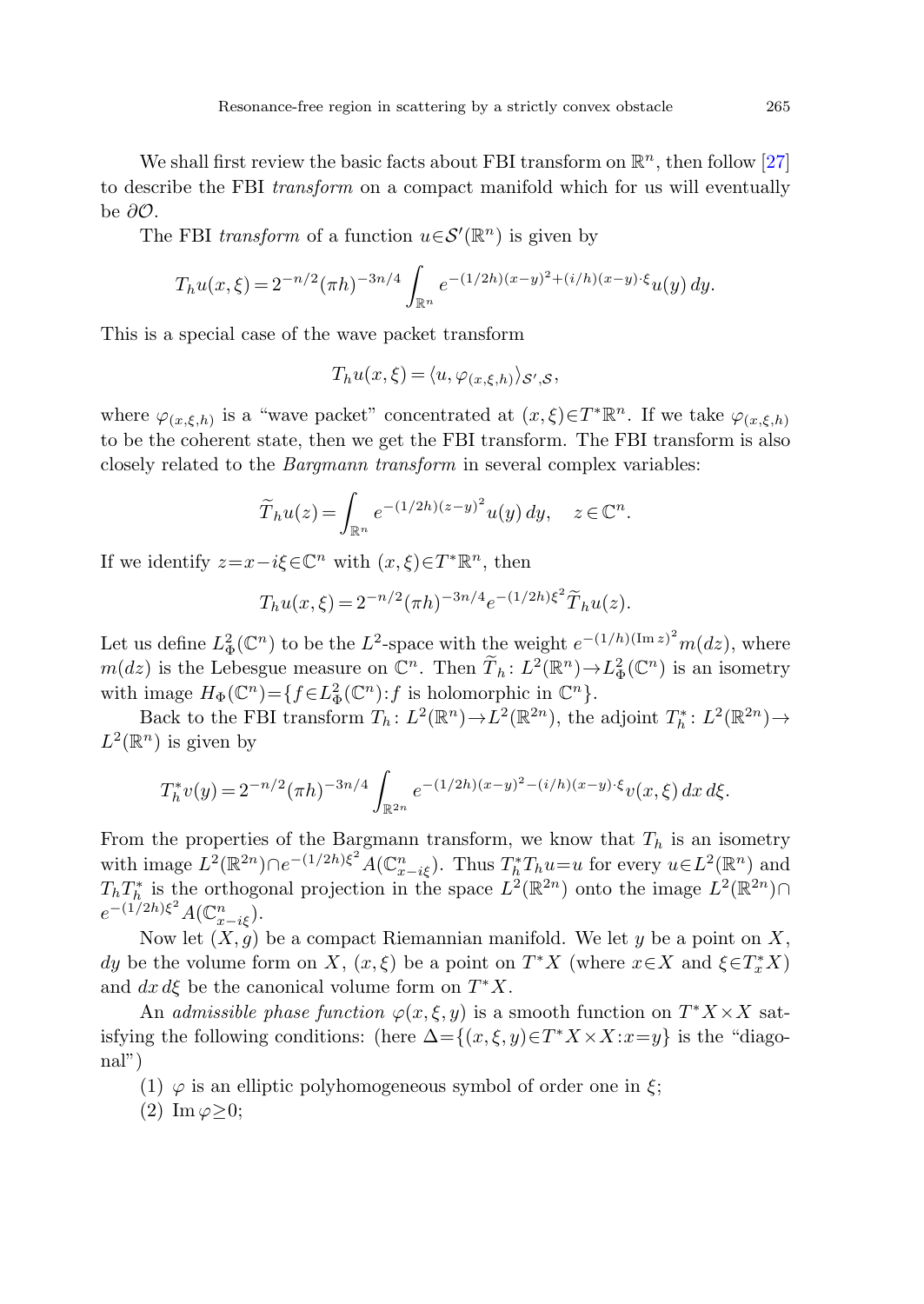We shall first review the basic facts about FBI transform on $\mathbb{R}^n$, then follow [27] to describe the FBI *transform* on a compact manifold which for us will eventually be $\partial\mathcal{O}$.

The FBI *transform* of a function $u \in \mathcal{S}'(\mathbb{R}^n)$ is given by

$$T_h u(x,\xi) = 2^{-n/2}(\pi h)^{-3n/4} \int_{\mathbb{R}^n} e^{-(1/2h)(x-y)^2 + (i/h)(x-y)\cdot\xi} u(y)\, dy.$$

This is a special case of the wave packet transform

$$T_h u(x,\xi) = \langle u, \varphi_{(x,\xi,h)} \rangle_{\mathcal{S}',\mathcal{S}},$$

where $\varphi_{(x,\xi,h)}$ is a "wave packet" concentrated at $(x,\xi) \in T^*\mathbb{R}^n$. If we take $\varphi_{(x,\xi,h)}$ to be the coherent state, then we get the FBI transform. The FBI transform is also closely related to the *Bargmann transform* in several complex variables:

$$\widetilde{T}_h u(z) = \int_{\mathbb{R}^n} e^{-(1/2h)(z-y)^2} u(y)\, dy, \quad z \in \mathbb{C}^n.$$

If we identify $z = x - i\xi \in \mathbb{C}^n$ with $(x,\xi) \in T^*\mathbb{R}^n$, then

$$T_h u(x,\xi) = 2^{-n/2}(\pi h)^{-3n/4} e^{-(1/2h)\xi^2} \widetilde{T}_h u(z).$$

Let us define $L^2_\Phi(\mathbb{C}^n)$ to be the $L^2$-space with the weight $e^{-(1/h)(\operatorname{Im} z)^2} m(dz)$, where $m(dz)$ is the Lebesgue measure on $\mathbb{C}^n$. Then $\widetilde{T}_h \colon L^2(\mathbb{R}^n) \to L^2_\Phi(\mathbb{C}^n)$ is an isometry with image $H_\Phi(\mathbb{C}^n) = \{f \in L^2_\Phi(\mathbb{C}^n) : f \text{ is holomorphic in } \mathbb{C}^n\}$.

Back to the FBI transform $T_h \colon L^2(\mathbb{R}^n) \to L^2(\mathbb{R}^{2n})$, the adjoint $T_h^* \colon L^2(\mathbb{R}^{2n}) \to L^2(\mathbb{R}^n)$ is given by

$$T_h^* v(y) = 2^{-n/2}(\pi h)^{-3n/4} \int_{\mathbb{R}^{2n}} e^{-(1/2h)(x-y)^2 - (i/h)(x-y)\cdot\xi} v(x,\xi)\, dx\, d\xi.$$

From the properties of the Bargmann transform, we know that $T_h$ is an isometry with image $L^2(\mathbb{R}^{2n}) \cap e^{-(1/2h)\xi^2} A(\mathbb{C}^n_{x-i\xi})$. Thus $T_h^* T_h u = u$ for every $u \in L^2(\mathbb{R}^n)$ and $T_h T_h^*$ is the orthogonal projection in the space $L^2(\mathbb{R}^{2n})$ onto the image $L^2(\mathbb{R}^{2n}) \cap e^{-(1/2h)\xi^2} A(\mathbb{C}^n_{x-i\xi})$.

Now let $(X,g)$ be a compact Riemannian manifold. We let $y$ be a point on $X$, $dy$ be the volume form on $X$, $(x,\xi)$ be a point on $T^*X$ (where $x \in X$ and $\xi \in T^*_x X$) and $dx\, d\xi$ be the canonical volume form on $T^*X$.

An *admissible phase function* $\varphi(x,\xi,y)$ is a smooth function on $T^*X \times X$ satisfying the following conditions: (here $\Delta = \{(x,\xi,y) \in T^*X \times X : x = y\}$ is the "diagonal")

(1) $\varphi$ is an elliptic polyhomogeneous symbol of order one in $\xi$;

(2) $\operatorname{Im} \varphi \geq 0$;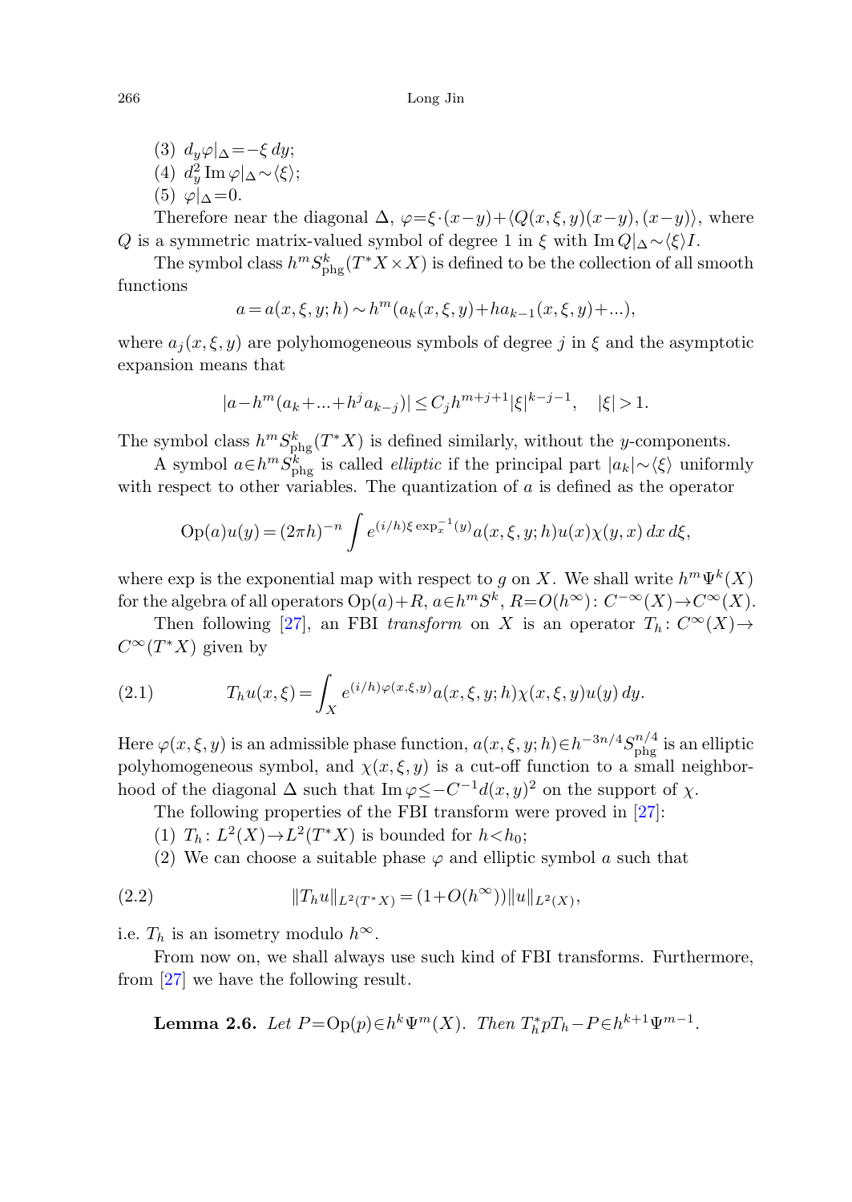(3) $d_y\varphi|_\Delta=-\xi\, dy$;

(4) $d_y^2 \operatorname{Im}\varphi|_\Delta\sim\langle\xi\rangle$;

(5) $\varphi|_\Delta=0$.

Therefore near the diagonal $\Delta$, $\varphi=\xi\cdot(x-y)+\langle Q(x,\xi,y)(x-y),(x-y)\rangle$, where $Q$ is a symmetric matrix-valued symbol of degree 1 in $\xi$ with $\operatorname{Im} Q|_\Delta\sim\langle\xi\rangle I$.

The symbol class $h^m S^k_{\mathrm{phg}}(T^*X\times X)$ is defined to be the collection of all smooth functions

$$a=a(x,\xi,y;h)\sim h^m(a_k(x,\xi,y)+ha_{k-1}(x,\xi,y)+...),$$

where $a_j(x,\xi,y)$ are polyhomogeneous symbols of degree $j$ in $\xi$ and the asymptotic expansion means that

$$|a-h^m(a_k+...+h^ja_{k-j})|\le C_jh^{m+j+1}|\xi|^{k-j-1},\quad |\xi|>1.$$

The symbol class $h^mS^k_{\mathrm{phg}}(T^*X)$ is defined similarly, without the $y$-components.

A symbol $a\in h^mS^k_{\mathrm{phg}}$ is called *elliptic* if the principal part $|a_k|\sim\langle\xi\rangle$ uniformly with respect to other variables. The quantization of $a$ is defined as the operator

$$\operatorname{Op}(a)u(y)=(2\pi h)^{-n}\int e^{(i/h)\xi\exp_x^{-1}(y)}a(x,\xi,y;h)u(x)\chi(y,x)\,dx\,d\xi,$$

where exp is the exponential map with respect to $g$ on $X$. We shall write $h^m\Psi^k(X)$ for the algebra of all operators $\operatorname{Op}(a)+R$, $a\in h^mS^k$, $R=O(h^\infty)\colon C^{-\infty}(X)\to C^\infty(X)$.

Then following [27], an FBI *transform* on $X$ is an operator $T_h\colon C^\infty(X)\to C^\infty(T^*X)$ given by

$$T_hu(x,\xi)=\int_X e^{(i/h)\varphi(x,\xi,y)}a(x,\xi,y;h)\chi(x,\xi,y)u(y)\,dy. \tag{2.1}$$

Here $\varphi(x,\xi,y)$ is an admissible phase function, $a(x,\xi,y;h)\in h^{-3n/4}S^{n/4}_{\mathrm{phg}}$ is an elliptic polyhomogeneous symbol, and $\chi(x,\xi,y)$ is a cut-off function to a small neighborhood of the diagonal $\Delta$ such that $\operatorname{Im}\varphi\le -C^{-1}d(x,y)^2$ on the support of $\chi$.

The following properties of the FBI transform were proved in [27]:

(1) $T_h\colon L^2(X)\to L^2(T^*X)$ is bounded for $h<h_0$;

(2) We can choose a suitable phase $\varphi$ and elliptic symbol $a$ such that

$$\|T_hu\|_{L^2(T^*X)}=(1+O(h^\infty))\|u\|_{L^2(X)}, \tag{2.2}$$

i.e. $T_h$ is an isometry modulo $h^\infty$.

From now on, we shall always use such kind of FBI transforms. Furthermore, from [27] we have the following result.

**Lemma 2.6.** *Let $P=\operatorname{Op}(p)\in h^k\Psi^m(X)$. Then $T_h^*pT_h-P\in h^{k+1}\Psi^{m-1}$.*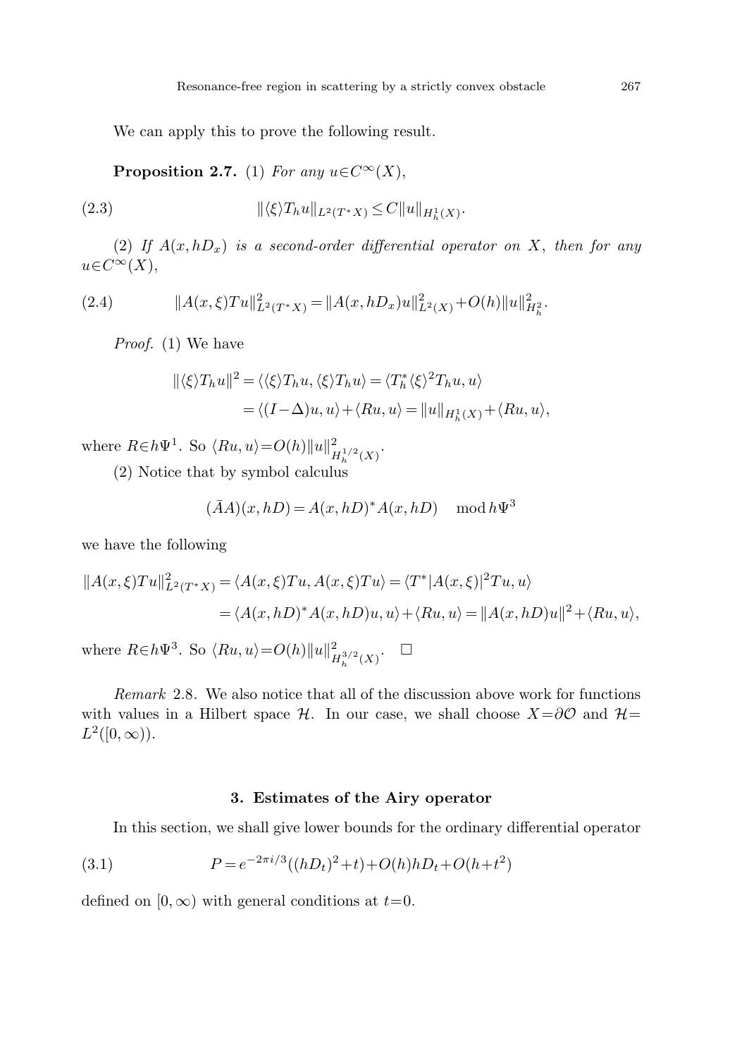We can apply this to prove the following result.

**Proposition 2.7.** (1) *For any* $u \in C^\infty(X)$,

$$\|\langle\xi\rangle T_h u\|_{L^2(T^*X)} \leq C\|u\|_{H^1_h(X)}. \tag{2.3}$$

(2) *If* $A(x, hD_x)$ *is a second-order differential operator on* $X$, *then for any* $u \in C^\infty(X)$,

$$\|A(x,\xi)Tu\|^2_{L^2(T^*X)} = \|A(x,hD_x)u\|^2_{L^2(X)} + O(h)\|u\|^2_{H^2_h}. \tag{2.4}$$

*Proof.* (1) We have

$$\begin{aligned}
\|\langle\xi\rangle T_h u\|^2 &= \langle\langle\xi\rangle T_h u, \langle\xi\rangle T_h u\rangle = \langle T_h^* \langle\xi\rangle^2 T_h u, u\rangle \\
&= \langle (I-\Delta)u, u\rangle + \langle Ru, u\rangle = \|u\|_{H^1_h(X)} + \langle Ru, u\rangle,
\end{aligned}$$

where $R \in h\Psi^1$. So $\langle Ru, u\rangle = O(h)\|u\|^2_{H_h^{1/2}(X)}$.

(2) Notice that by symbol calculus

$$(\bar{A}A)(x, hD) = A(x,hD)^* A(x,hD) \mod h\Psi^3$$

we have the following

$$\begin{aligned}
\|A(x,\xi)Tu\|^2_{L^2(T^*X)} &= \langle A(x,\xi)Tu, A(x,\xi)Tu\rangle = \langle T^*|A(x,\xi)|^2 Tu, u\rangle \\
&= \langle A(x,hD)^* A(x,hD)u, u\rangle + \langle Ru, u\rangle = \|A(x,hD)u\|^2 + \langle Ru, u\rangle,
\end{aligned}$$

where $R \in h\Psi^3$. So $\langle Ru, u\rangle = O(h)\|u\|^2_{H_h^{3/2}(X)}$. $\square$

*Remark* 2.8. We also notice that all of the discussion above work for functions with values in a Hilbert space $\mathcal{H}$. In our case, we shall choose $X = \partial\mathcal{O}$ and $\mathcal{H} = L^2([0,\infty))$.

## 3. Estimates of the Airy operator

In this section, we shall give lower bounds for the ordinary differential operator

$$P = e^{-2\pi i/3}((hD_t)^2 + t) + O(h)hD_t + O(h + t^2) \tag{3.1}$$

defined on $[0, \infty)$ with general conditions at $t = 0$.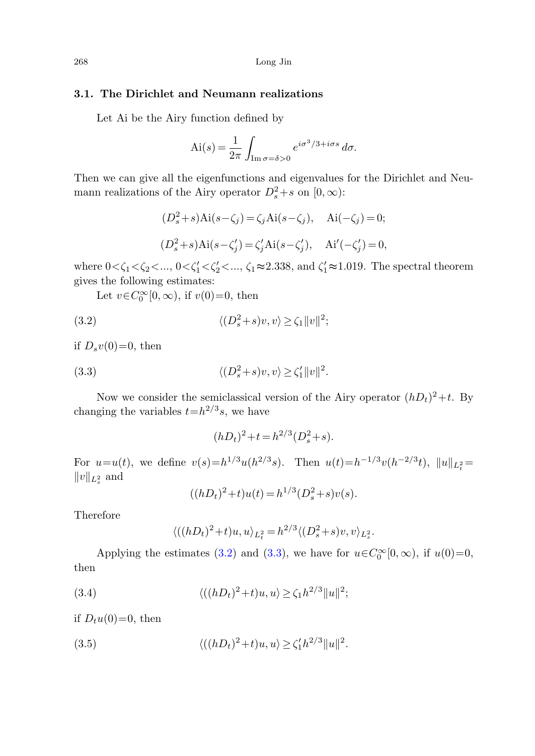### 3.1. The Dirichlet and Neumann realizations

Let Ai be the Airy function defined by

$$\mathrm{Ai}(s)=\frac{1}{2\pi}\int_{\mathrm{Im}\,\sigma=\delta>0} e^{i\sigma^3/3+i\sigma s}\,d\sigma.$$

Then we can give all the eigenfunctions and eigenvalues for the Dirichlet and Neumann realizations of the Airy operator $D_s^2+s$ on $[0,\infty)$:

$$(D_s^2+s)\mathrm{Ai}(s-\zeta_j)=\zeta_j\mathrm{Ai}(s-\zeta_j),\quad \mathrm{Ai}(-\zeta_j)=0;$$

$$(D_s^2+s)\mathrm{Ai}(s-\zeta_j')=\zeta_j'\mathrm{Ai}(s-\zeta_j'),\quad \mathrm{Ai}'(-\zeta_j')=0,$$

where $0<\zeta_1<\zeta_2<...$, $0<\zeta_1'<\zeta_2'<...$, $\zeta_1\approx 2.338$, and $\zeta_1'\approx 1.019$. The spectral theorem gives the following estimates:

Let $v\in C_0^\infty[0,\infty)$, if $v(0)=0$, then

$$\langle (D_s^2+s)v,v\rangle \ge \zeta_1\|v\|^2; \tag{3.2}$$

if $D_s v(0)=0$, then

$$\langle (D_s^2+s)v,v\rangle \ge \zeta_1'\|v\|^2. \tag{3.3}$$

Now we consider the semiclassical version of the Airy operator $(hD_t)^2+t$. By changing the variables $t=h^{2/3}s$, we have

$$(hD_t)^2+t=h^{2/3}(D_s^2+s).$$

For $u=u(t)$, we define $v(s)=h^{1/3}u(h^{2/3}s)$. Then $u(t)=h^{-1/3}v(h^{-2/3}t)$, $\|u\|_{L_t^2}=\|v\|_{L_s^2}$ and

$$((hD_t)^2+t)u(t)=h^{1/3}(D_s^2+s)v(s).$$

Therefore

$$\langle((hD_t)^2+t)u,u\rangle_{L_t^2}=h^{2/3}\langle(D_s^2+s)v,v\rangle_{L_s^2}.$$

Applying the estimates (3.2) and (3.3), we have for $u\in C_0^\infty[0,\infty)$, if $u(0)=0$, then

$$\langle((hD_t)^2+t)u,u\rangle \ge \zeta_1 h^{2/3}\|u\|^2; \tag{3.4}$$

if $D_t u(0)=0$, then

$$\langle((hD_t)^2+t)u,u\rangle \ge \zeta_1' h^{2/3}\|u\|^2. \tag{3.5}$$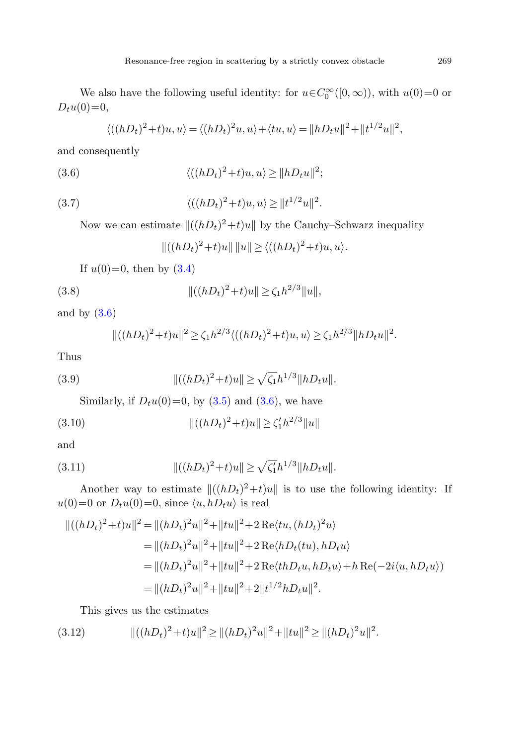We also have the following useful identity: for $u\in C_0^\infty([0,\infty))$, with $u(0)=0$ or $D_t u(0)=0$,

$$\langle ((hD_t)^2+t)u,u\rangle = \langle (hD_t)^2 u,u\rangle + \langle tu,u\rangle = \|hD_t u\|^2 + \|t^{1/2}u\|^2,$$

and consequently

$$\langle ((hD_t)^2+t)u,u\rangle \geq \|hD_t u\|^2; \tag{3.6}$$

$$\langle ((hD_t)^2+t)u,u\rangle \geq \|t^{1/2}u\|^2. \tag{3.7}$$

Now we can estimate $\|((hD_t)^2+t)u\|$ by the Cauchy–Schwarz inequality

$$\|((hD_t)^2+t)u\|\,\|u\| \geq \langle ((hD_t)^2+t)u,u\rangle.$$

If $u(0)=0$, then by (3.4)

$$\|((hD_t)^2+t)u\| \geq \zeta_1 h^{2/3}\|u\|, \tag{3.8}$$

and by (3.6)

$$\|((hD_t)^2+t)u\|^2 \geq \zeta_1 h^{2/3}\langle ((hD_t)^2+t)u,u\rangle \geq \zeta_1 h^{2/3}\|hD_t u\|^2.$$

Thus

$$\|((hD_t)^2+t)u\| \geq \sqrt{\zeta_1}\, h^{1/3}\|hD_t u\|. \tag{3.9}$$

Similarly, if $D_t u(0)=0$, by (3.5) and (3.6), we have

$$\|((hD_t)^2+t)u\| \geq \zeta_1' h^{2/3}\|u\| \tag{3.10}$$

and

$$\|((hD_t)^2+t)u\| \geq \sqrt{\zeta_1'}\, h^{1/3}\|hD_t u\|. \tag{3.11}$$

Another way to estimate $\|((hD_t)^2+t)u\|$ is to use the following identity: If $u(0)=0$ or $D_t u(0)=0$, since $\langle u, hD_t u\rangle$ is real

$$\begin{aligned}
\|((hD_t)^2+t)u\|^2 &= \|(hD_t)^2 u\|^2 + \|tu\|^2 + 2\,\mathrm{Re}\langle tu,(hD_t)^2 u\rangle \\
&= \|(hD_t)^2 u\|^2 + \|tu\|^2 + 2\,\mathrm{Re}\langle hD_t(tu), hD_t u\rangle \\
&= \|(hD_t)^2 u\|^2 + \|tu\|^2 + 2\,\mathrm{Re}\langle thD_t u, hD_t u\rangle + h\,\mathrm{Re}(-2i\langle u, hD_t u\rangle) \\
&= \|(hD_t)^2 u\|^2 + \|tu\|^2 + 2\|t^{1/2}hD_t u\|^2.
\end{aligned}$$

This gives us the estimates

$$\|((hD_t)^2+t)u\|^2 \geq \|(hD_t)^2 u\|^2 + \|tu\|^2 \geq \|(hD_t)^2 u\|^2. \tag{3.12}$$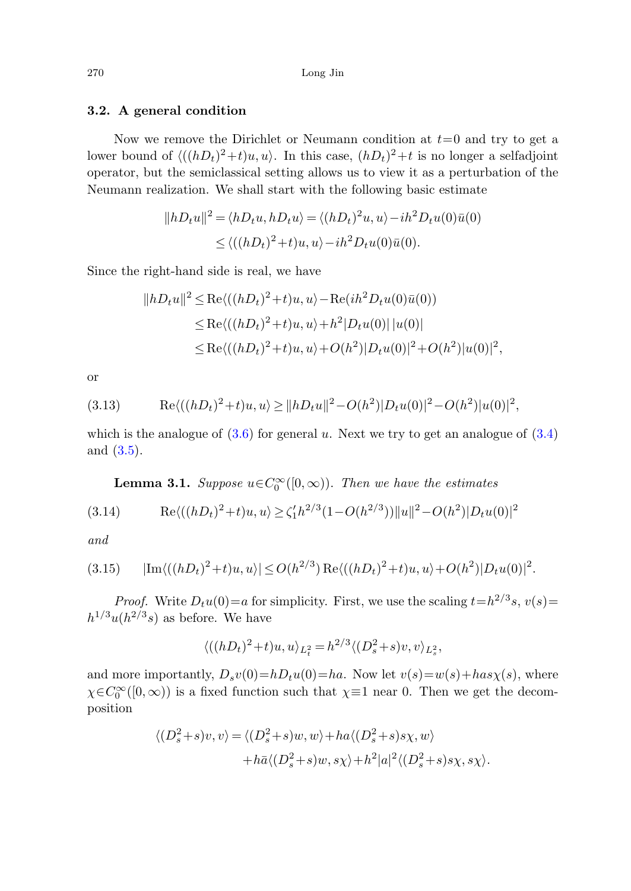### 3.2. A general condition

Now we remove the Dirichlet or Neumann condition at $t=0$ and try to get a lower bound of $\langle ((hD_t)^2+t)u,u\rangle$. In this case, $(hD_t)^2+t$ is no longer a selfadjoint operator, but the semiclassical setting allows us to view it as a perturbation of the Neumann realization. We shall start with the following basic estimate

$$
\begin{aligned}
\|hD_tu\|^2 = \langle hD_tu, hD_tu\rangle &= \langle (hD_t)^2u,u\rangle - ih^2D_tu(0)\bar{u}(0)\\
&\le \langle ((hD_t)^2+t)u,u\rangle - ih^2D_tu(0)\bar{u}(0).
\end{aligned}
$$

Since the right-hand side is real, we have

$$
\begin{aligned}
\|hD_tu\|^2 &\le \operatorname{Re}\langle ((hD_t)^2+t)u,u\rangle - \operatorname{Re}(ih^2D_tu(0)\bar{u}(0))\\
&\le \operatorname{Re}\langle ((hD_t)^2+t)u,u\rangle + h^2|D_tu(0)|\,|u(0)|\\
&\le \operatorname{Re}\langle ((hD_t)^2+t)u,u\rangle + O(h^2)|D_tu(0)|^2 + O(h^2)|u(0)|^2,
\end{aligned}
$$

or

$$
\operatorname{Re}\langle ((hD_t)^2+t)u,u\rangle \ge \|hD_tu\|^2 - O(h^2)|D_tu(0)|^2 - O(h^2)|u(0)|^2, \tag{3.13}
$$

which is the analogue of (3.6) for general $u$. Next we try to get an analogue of (3.4) and (3.5).

**Lemma 3.1.** *Suppose $u\in C_0^\infty([0,\infty))$. Then we have the estimates*

$$
\operatorname{Re}\langle ((hD_t)^2+t)u,u\rangle \ge \zeta_1' h^{2/3}(1-O(h^{2/3}))\|u\|^2 - O(h^2)|D_tu(0)|^2 \tag{3.14}
$$

*and*

$$
|\operatorname{Im}\langle ((hD_t)^2+t)u,u\rangle| \le O(h^{2/3})\operatorname{Re}\langle ((hD_t)^2+t)u,u\rangle + O(h^2)|D_tu(0)|^2. \tag{3.15}
$$

*Proof.* Write $D_tu(0)=a$ for simplicity. First, we use the scaling $t=h^{2/3}s$, $v(s)=h^{1/3}u(h^{2/3}s)$ as before. We have

$$
\langle ((hD_t)^2+t)u,u\rangle_{L^2_t} = h^{2/3}\langle (D_s^2+s)v,v\rangle_{L^2_s},
$$

and more importantly, $D_sv(0)=hD_tu(0)=ha$. Now let $v(s)=w(s)+has\chi(s)$, where $\chi\in C_0^\infty([0,\infty))$ is a fixed function such that $\chi\equiv 1$ near 0. Then we get the decomposition

$$
\begin{aligned}
\langle (D_s^2+s)v,v\rangle &= \langle (D_s^2+s)w,w\rangle + ha\langle (D_s^2+s)s\chi,w\rangle\\
&\quad + h\bar{a}\langle (D_s^2+s)w,s\chi\rangle + h^2|a|^2\langle (D_s^2+s)s\chi,s\chi\rangle.
\end{aligned}
$$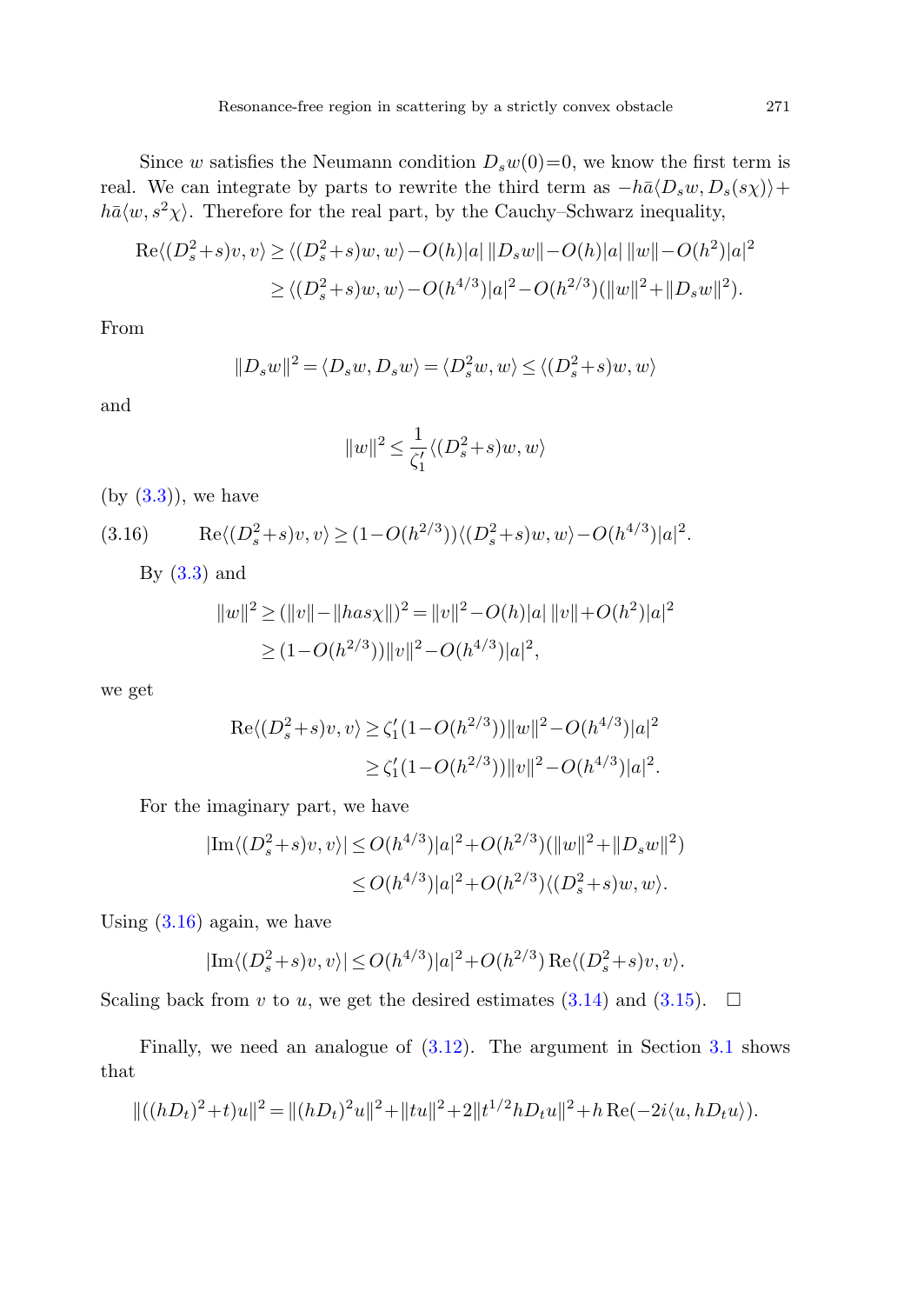Since $w$ satisfies the Neumann condition $D_s w(0)=0$, we know the first term is real. We can integrate by parts to rewrite the third term as $-h\bar{a}\langle D_s w, D_s(s\chi)\rangle + h\bar{a}\langle w, s^2\chi\rangle$. Therefore for the real part, by the Cauchy–Schwarz inequality,

$$
\begin{aligned}
\operatorname{Re}\langle (D_s^2+s)v, v\rangle &\geq \langle (D_s^2+s)w, w\rangle - O(h)|a|\,\|D_s w\| - O(h)|a|\,\|w\| - O(h^2)|a|^2 \\
&\geq \langle (D_s^2+s)w, w\rangle - O(h^{4/3})|a|^2 - O(h^{2/3})(\|w\|^2 + \|D_s w\|^2).
\end{aligned}
$$

From

$$
\|D_s w\|^2 = \langle D_s w, D_s w\rangle = \langle D_s^2 w, w\rangle \leq \langle (D_s^2+s)w, w\rangle
$$

and

$$
\|w\|^2 \leq \frac{1}{\zeta_1'}\langle (D_s^2+s)w, w\rangle
$$

(by (3.3)), we have

$$
\operatorname{Re}\langle (D_s^2+s)v, v\rangle \geq (1-O(h^{2/3}))\langle (D_s^2+s)w, w\rangle - O(h^{4/3})|a|^2. \tag{3.16}
$$

By (3.3) and

$$
\begin{aligned}
\|w\|^2 &\geq (\|v\| - \|has\chi\|)^2 = \|v\|^2 - O(h)|a|\,\|v\| + O(h^2)|a|^2 \\
&\geq (1-O(h^{2/3}))\|v\|^2 - O(h^{4/3})|a|^2,
\end{aligned}
$$

we get

$$
\begin{aligned}
\operatorname{Re}\langle (D_s^2+s)v, v\rangle &\geq \zeta_1'(1-O(h^{2/3}))\|w\|^2 - O(h^{4/3})|a|^2 \\
&\geq \zeta_1'(1-O(h^{2/3}))\|v\|^2 - O(h^{4/3})|a|^2.
\end{aligned}
$$

For the imaginary part, we have

$$
\begin{aligned}
|\operatorname{Im}\langle (D_s^2+s)v, v\rangle| &\leq O(h^{4/3})|a|^2 + O(h^{2/3})(\|w\|^2 + \|D_s w\|^2) \\
&\leq O(h^{4/3})|a|^2 + O(h^{2/3})\langle (D_s^2+s)w, w\rangle.
\end{aligned}
$$

Using (3.16) again, we have

$$
|\operatorname{Im}\langle (D_s^2+s)v, v\rangle| \leq O(h^{4/3})|a|^2 + O(h^{2/3})\operatorname{Re}\langle (D_s^2+s)v, v\rangle.
$$

Scaling back from $v$ to $u$, we get the desired estimates (3.14) and (3.15). $\square$

Finally, we need an analogue of (3.12). The argument in Section 3.1 shows that

$$
\|((hD_t)^2+t)u\|^2 = \|(hD_t)^2u\|^2 + \|tu\|^2 + 2\|t^{1/2}hD_t u\|^2 + h\operatorname{Re}(-2i\langle u, hD_t u\rangle).
$$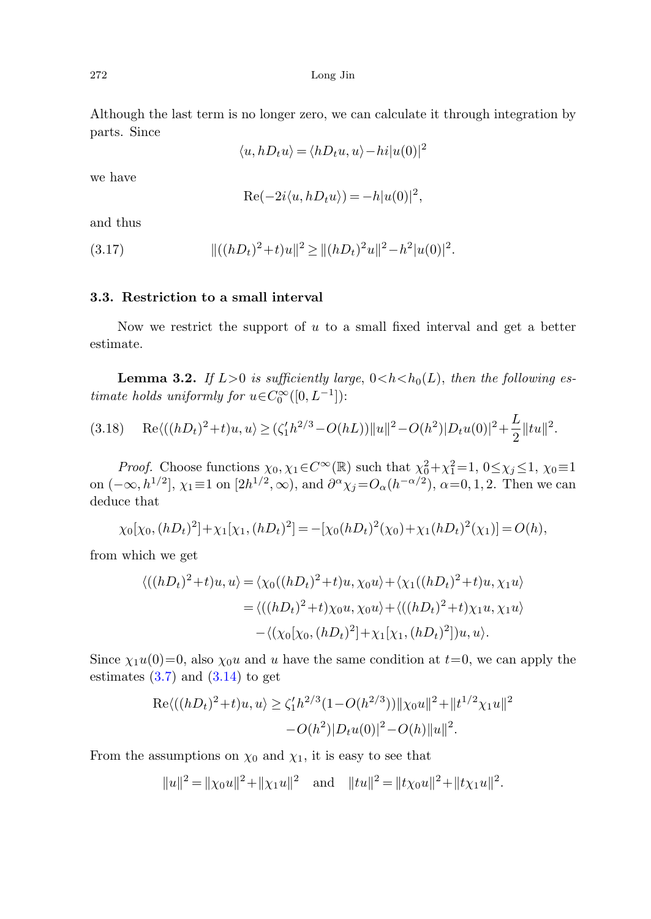Although the last term is no longer zero, we can calculate it through integration by parts. Since

$$\langle u, hD_t u\rangle = \langle hD_t u, u\rangle - hi|u(0)|^2$$

we have

$$\operatorname{Re}(-2i\langle u, hD_t u\rangle) = -h|u(0)|^2,$$

and thus

$$\|((hD_t)^2+t)u\|^2 \ge \|(hD_t)^2 u\|^2 - h^2|u(0)|^2. \tag{3.17}$$

### 3.3. Restriction to a small interval

Now we restrict the support of $u$ to a small fixed interval and get a better estimate.

**Lemma 3.2.** *If $L>0$ is sufficiently large, $0<h<h_0(L)$, then the following estimate holds uniformly for $u\in C_0^\infty([0,L^{-1}])$:*

$$\operatorname{Re}\langle((hD_t)^2+t)u,u\rangle \ge (\zeta_1' h^{2/3} - O(hL))\|u\|^2 - O(h^2)|D_t u(0)|^2 + \frac{L}{2}\|tu\|^2. \tag{3.18}$$

*Proof.* Choose functions $\chi_0,\chi_1\in C^\infty(\mathbb{R})$ such that $\chi_0^2+\chi_1^2=1$, $0\le\chi_j\le 1$, $\chi_0\equiv 1$ on $(-\infty,h^{1/2}]$, $\chi_1\equiv 1$ on $[2h^{1/2},\infty)$, and $\partial^\alpha\chi_j = O_\alpha(h^{-\alpha/2})$, $\alpha=0,1,2$. Then we can deduce that

$$\chi_0[\chi_0,(hD_t)^2] + \chi_1[\chi_1,(hD_t)^2] = -[\chi_0(hD_t)^2(\chi_0) + \chi_1(hD_t)^2(\chi_1)] = O(h),$$

from which we get

$$\begin{aligned}
\langle((hD_t)^2+t)u,u\rangle &= \langle \chi_0((hD_t)^2+t)u,\chi_0 u\rangle + \langle \chi_1((hD_t)^2+t)u,\chi_1 u\rangle \\
&= \langle((hD_t)^2+t)\chi_0 u,\chi_0 u\rangle + \langle((hD_t)^2+t)\chi_1 u,\chi_1 u\rangle \\
&\quad - \langle(\chi_0[\chi_0,(hD_t)^2] + \chi_1[\chi_1,(hD_t)^2])u,u\rangle.
\end{aligned}$$

Since $\chi_1 u(0)=0$, also $\chi_0 u$ and $u$ have the same condition at $t=0$, we can apply the estimates (3.7) and (3.14) to get

$$\begin{aligned}
\operatorname{Re}\langle((hD_t)^2+t)u,u\rangle &\ge \zeta_1' h^{2/3}(1-O(h^{2/3}))\|\chi_0 u\|^2 + \|t^{1/2}\chi_1 u\|^2 \\
&\quad - O(h^2)|D_t u(0)|^2 - O(h)\|u\|^2.
\end{aligned}$$

From the assumptions on $\chi_0$ and $\chi_1$, it is easy to see that

$$\|u\|^2 = \|\chi_0 u\|^2 + \|\chi_1 u\|^2 \quad\text{and}\quad \|tu\|^2 = \|t\chi_0 u\|^2 + \|t\chi_1 u\|^2.$$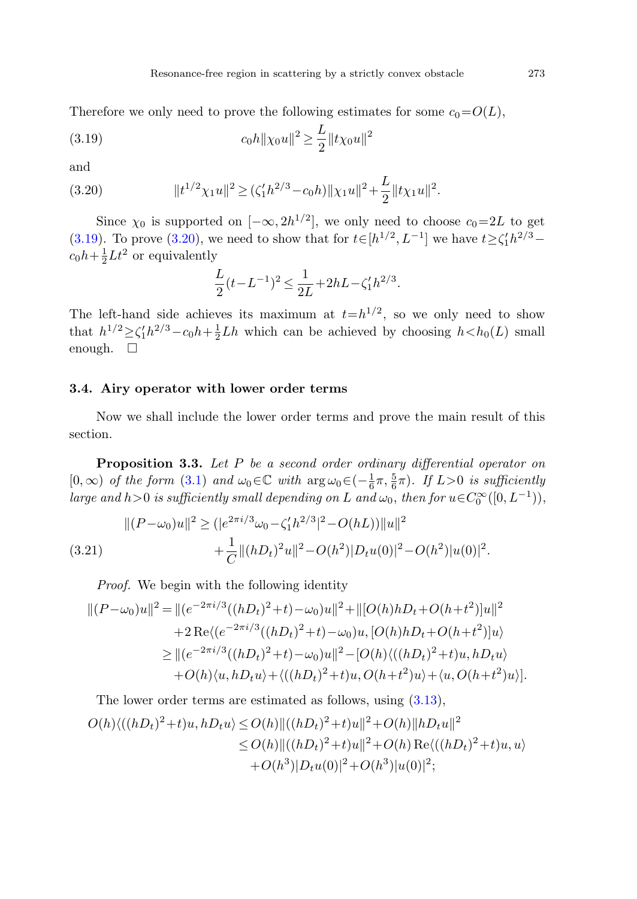Therefore we only need to prove the following estimates for some $c_0=O(L)$,

$$c_0 h\|\chi_0 u\|^2 \geq \frac{L}{2}\|t\chi_0 u\|^2 \tag{3.19}$$

and

$$\|t^{1/2}\chi_1 u\|^2 \geq (\zeta_1' h^{2/3} - c_0 h)\|\chi_1 u\|^2 + \frac{L}{2}\|t\chi_1 u\|^2. \tag{3.20}$$

Since $\chi_0$ is supported on $[-\infty, 2h^{1/2}]$, we only need to choose $c_0=2L$ to get (3.19). To prove (3.20), we need to show that for $t\in[h^{1/2}, L^{-1}]$ we have $t\geq\zeta_1' h^{2/3} - c_0 h + \frac{1}{2}Lt^2$ or equivalently

$$\frac{L}{2}(t-L^{-1})^2 \leq \frac{1}{2L} + 2hL - \zeta_1' h^{2/3}.$$

The left-hand side achieves its maximum at $t=h^{1/2}$, so we only need to show that $h^{1/2}\geq\zeta_1' h^{2/3} - c_0 h + \frac{1}{2}Lh$ which can be achieved by choosing $h<h_0(L)$ small enough. $\square$

### 3.4. Airy operator with lower order terms

Now we shall include the lower order terms and prove the main result of this section.

**Proposition 3.3.** *Let $P$ be a second order ordinary differential operator on $[0,\infty)$ of the form (3.1) and $\omega_0\in\mathbb{C}$ with $\arg\omega_0\in(-\frac{1}{6}\pi, \frac{5}{6}\pi)$. If $L>0$ is sufficiently large and $h>0$ is sufficiently small depending on $L$ and $\omega_0$, then for $u\in C_0^\infty([0, L^{-1}))$,*

$$\begin{aligned}
\|(P-\omega_0)u\|^2 &\geq (|e^{2\pi i/3}\omega_0 - \zeta_1' h^{2/3}|^2 - O(hL))\|u\|^2 \\
&\quad + \frac{1}{C}\|(hD_t)^2 u\|^2 - O(h^2)|D_t u(0)|^2 - O(h^2)|u(0)|^2.
\end{aligned} \tag{3.21}$$

*Proof.* We begin with the following identity

$$\begin{aligned}
\|(P-\omega_0)u\|^2 &= \|(e^{-2\pi i/3}((hD_t)^2+t)-\omega_0)u\|^2 + \|[O(h)hD_t + O(h+t^2)]u\|^2 \\
&\quad + 2\,\mathrm{Re}\langle(e^{-2\pi i/3}((hD_t)^2+t)-\omega_0)u, [O(h)hD_t+O(h+t^2)]u\rangle \\
&\geq \|(e^{-2\pi i/3}((hD_t)^2+t)-\omega_0)u\|^2 - [O(h)\langle((hD_t)^2+t)u, hD_t u\rangle \\
&\quad + O(h)\langle u, hD_t u\rangle + \langle((hD_t)^2+t)u, O(h+t^2)u\rangle + \langle u, O(h+t^2)u\rangle].
\end{aligned}$$

The lower order terms are estimated as follows, using (3.13),

$$\begin{aligned}
O(h)\langle((hD_t)^2+t)u, hD_t u\rangle &\leq O(h)\|((hD_t)^2+t)u\|^2 + O(h)\|hD_t u\|^2 \\
&\leq O(h)\|((hD_t)^2+t)u\|^2 + O(h)\,\mathrm{Re}\langle((hD_t)^2+t)u, u\rangle \\
&\quad + O(h^3)|D_t u(0)|^2 + O(h^3)|u(0)|^2;
\end{aligned}$$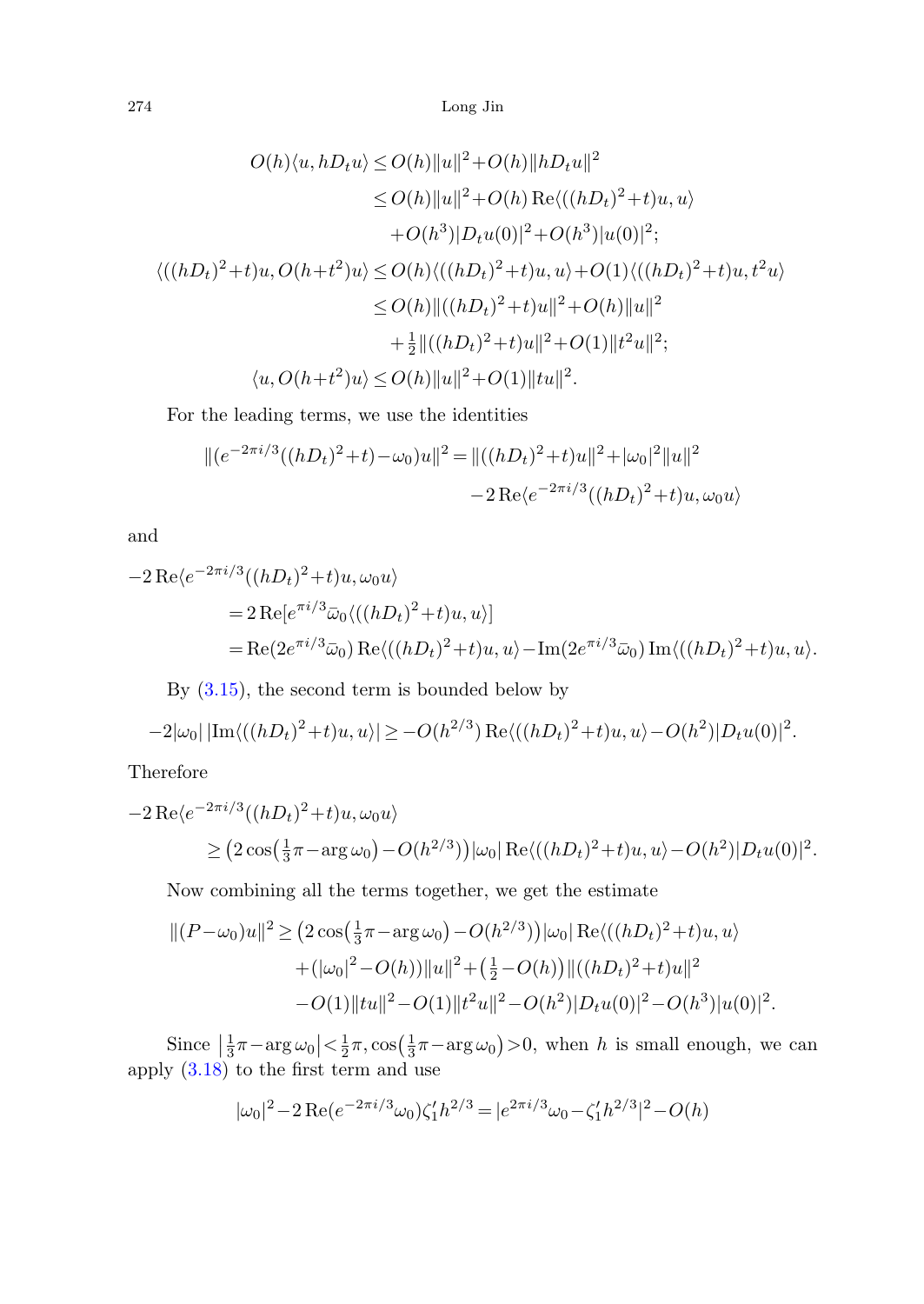$$
\begin{aligned}
O(h)\langle u, hD_t u\rangle &\le O(h)\|u\|^2 + O(h)\|hD_t u\|^2 \\
&\le O(h)\|u\|^2 + O(h)\operatorname{Re}\langle((hD_t)^2+t)u, u\rangle \\
&\quad + O(h^3)|D_t u(0)|^2 + O(h^3)|u(0)|^2; \\
\langle((hD_t)^2+t)u, O(h+t^2)u\rangle &\le O(h)\langle((hD_t)^2+t)u, u\rangle + O(1)\langle((hD_t)^2+t)u, t^2 u\rangle \\
&\le O(h)\|((hD_t)^2+t)u\|^2 + O(h)\|u\|^2 \\
&\quad + \tfrac{1}{2}\|((hD_t)^2+t)u\|^2 + O(1)\|t^2 u\|^2; \\
\langle u, O(h+t^2)u\rangle &\le O(h)\|u\|^2 + O(1)\|tu\|^2.
\end{aligned}
$$

For the leading terms, we use the identities

$$
\begin{aligned}
\|(e^{-2\pi i/3}((hD_t)^2+t)-\omega_0)u\|^2 &= \|((hD_t)^2+t)u\|^2 + |\omega_0|^2\|u\|^2 \\
&\quad - 2\operatorname{Re}\langle e^{-2\pi i/3}((hD_t)^2+t)u, \omega_0 u\rangle
\end{aligned}
$$

and

$$
\begin{aligned}
-2\operatorname{Re}&\langle e^{-2\pi i/3}((hD_t)^2+t)u, \omega_0 u\rangle \\
&= 2\operatorname{Re}[e^{\pi i/3}\bar\omega_0\langle((hD_t)^2+t)u, u\rangle] \\
&= \operatorname{Re}(2e^{\pi i/3}\bar\omega_0)\operatorname{Re}\langle((hD_t)^2+t)u, u\rangle - \operatorname{Im}(2e^{\pi i/3}\bar\omega_0)\operatorname{Im}\langle((hD_t)^2+t)u, u\rangle.
\end{aligned}
$$

By (3.15), the second term is bounded below by

$$
-2|\omega_0|\,|\operatorname{Im}\langle((hD_t)^2+t)u, u\rangle| \ge -O(h^{2/3})\operatorname{Re}\langle((hD_t)^2+t)u, u\rangle - O(h^2)|D_t u(0)|^2.
$$

Therefore

$$
\begin{aligned}
-2\operatorname{Re}&\langle e^{-2\pi i/3}((hD_t)^2+t)u, \omega_0 u\rangle \\
&\ge \left(2\cos\left(\tfrac{1}{3}\pi - \arg\omega_0\right) - O(h^{2/3})\right)|\omega_0|\operatorname{Re}\langle((hD_t)^2+t)u, u\rangle - O(h^2)|D_t u(0)|^2.
\end{aligned}
$$

Now combining all the terms together, we get the estimate

$$
\begin{aligned}
\|(P-\omega_0)u\|^2 &\ge \left(2\cos\left(\tfrac{1}{3}\pi - \arg\omega_0\right) - O(h^{2/3})\right)|\omega_0|\operatorname{Re}\langle((hD_t)^2+t)u, u\rangle \\
&\quad + (|\omega_0|^2 - O(h))\|u\|^2 + \left(\tfrac{1}{2} - O(h)\right)\|((hD_t)^2+t)u\|^2 \\
&\quad - O(1)\|tu\|^2 - O(1)\|t^2 u\|^2 - O(h^2)|D_t u(0)|^2 - O(h^3)|u(0)|^2.
\end{aligned}
$$

Since $\left|\frac{1}{3}\pi - \arg\omega_0\right| < \frac{1}{2}\pi$, $\cos\left(\frac{1}{3}\pi - \arg\omega_0\right) > 0$, when $h$ is small enough, we can apply (3.18) to the first term and use

$$
|\omega_0|^2 - 2\operatorname{Re}(e^{-2\pi i/3}\omega_0)\zeta_1' h^{2/3} = |e^{2\pi i/3}\omega_0 - \zeta_1' h^{2/3}|^2 - O(h)
$$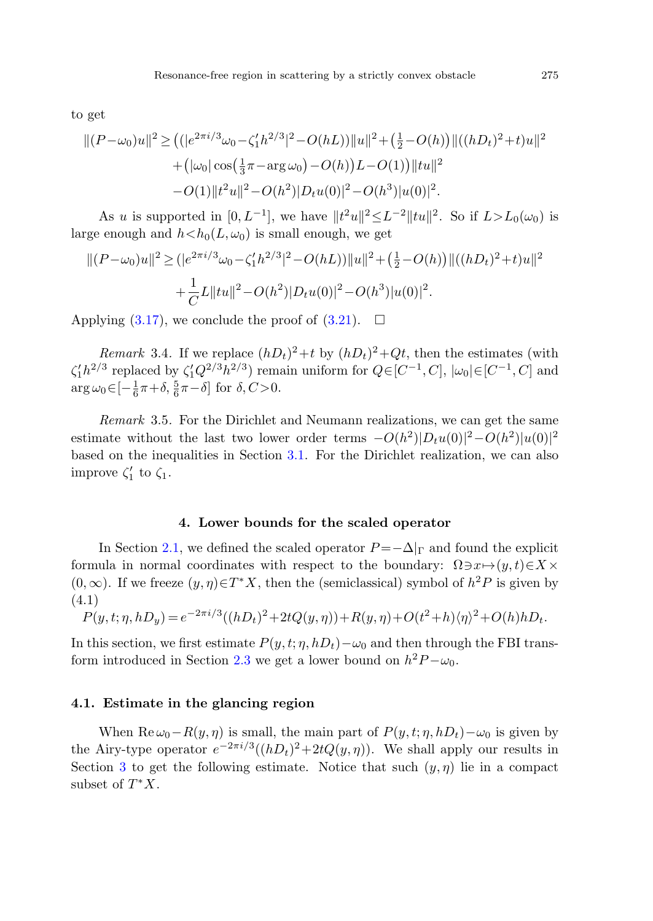to get

$$\|(P-\omega_0)u\|^2 \geq \big(|e^{2\pi i/3}\omega_0-\zeta_1' h^{2/3}|^2-O(hL)\big)\|u\|^2+\big(\tfrac{1}{2}-O(h)\big)\|((hD_t)^2+t)u\|^2$$
$$+\big(|\omega_0|\cos\big(\tfrac{1}{3}\pi-\arg\omega_0\big)-O(h)\big)L-O(1)\big)\|tu\|^2$$
$$-O(1)\|t^2u\|^2-O(h^2)|D_tu(0)|^2-O(h^3)|u(0)|^2.$$

As $u$ is supported in $[0,L^{-1}]$, we have $\|t^2u\|^2\leq L^{-2}\|tu\|^2$. So if $L>L_0(\omega_0)$ is large enough and $h<h_0(L,\omega_0)$ is small enough, we get

$$\|(P-\omega_0)u\|^2 \geq (|e^{2\pi i/3}\omega_0-\zeta_1' h^{2/3}|^2-O(hL))\|u\|^2+\big(\tfrac{1}{2}-O(h)\big)\|((hD_t)^2+t)u\|^2$$
$$+\frac{1}{C}L\|tu\|^2-O(h^2)|D_tu(0)|^2-O(h^3)|u(0)|^2.$$

Applying (3.17), we conclude the proof of (3.21). $\square$

*Remark* 3.4. If we replace $(hD_t)^2+t$ by $(hD_t)^2+Qt$, then the estimates (with $\zeta_1' h^{2/3}$ replaced by $\zeta_1' Q^{2/3}h^{2/3}$) remain uniform for $Q\in[C^{-1},C]$, $|\omega_0|\in[C^{-1},C]$ and $\arg\omega_0\in[-\frac{1}{6}\pi+\delta,\frac{5}{6}\pi-\delta]$ for $\delta,C>0$.

*Remark* 3.5. For the Dirichlet and Neumann realizations, we can get the same estimate without the last two lower order terms $-O(h^2)|D_tu(0)|^2-O(h^2)|u(0)|^2$ based on the inequalities in Section 3.1. For the Dirichlet realization, we can also improve $\zeta_1'$ to $\zeta_1$.

## 4. Lower bounds for the scaled operator

In Section 2.1, we defined the scaled operator $P=-\Delta|_\Gamma$ and found the explicit formula in normal coordinates with respect to the boundary: $\Omega\ni x\mapsto(y,t)\in X\times(0,\infty)$. If we freeze $(y,\eta)\in T^*X$, then the (semiclassical) symbol of $h^2P$ is given by (4.1)

$$P(y,t;\eta,hD_y)=e^{-2\pi i/3}((hD_t)^2+2tQ(y,\eta))+R(y,\eta)+O(t^2+h)\langle\eta\rangle^2+O(h)hD_t.$$

In this section, we first estimate $P(y,t;\eta,hD_t)-\omega_0$ and then through the FBI transform introduced in Section 2.3 we get a lower bound on $h^2P-\omega_0$.

### 4.1. Estimate in the glancing region

When $\operatorname{Re}\omega_0-R(y,\eta)$ is small, the main part of $P(y,t;\eta,hD_t)-\omega_0$ is given by the Airy-type operator $e^{-2\pi i/3}((hD_t)^2+2tQ(y,\eta))$. We shall apply our results in Section 3 to get the following estimate. Notice that such $(y,\eta)$ lie in a compact subset of $T^*X$.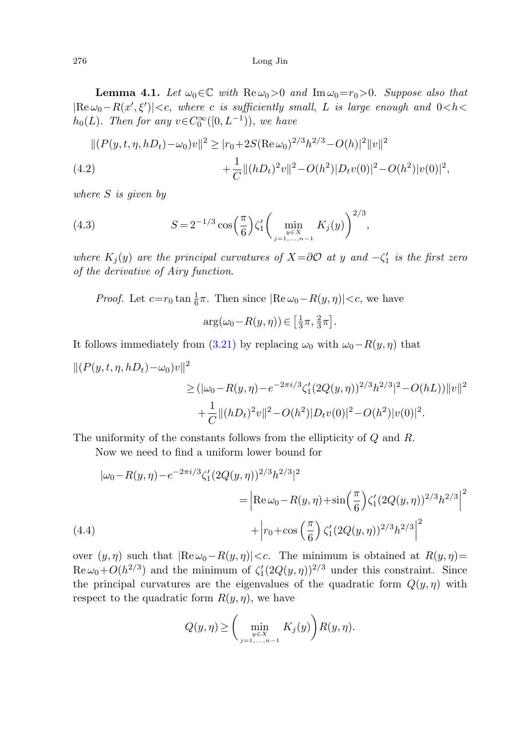**Lemma 4.1.** *Let $\omega_0\in\mathbb{C}$ with $\operatorname{Re}\omega_0>0$ and $\operatorname{Im}\omega_0=r_0>0$. Suppose also that $|\operatorname{Re}\omega_0-R(x',\xi')|<c$, where $c$ is sufficiently small, $L$ is large enough and $0<h<h_0(L)$. Then for any $v\in C_0^\infty([0,L^{-1}))$, we have*

$$
\begin{aligned}
\|(P(y,t,\eta,hD_t)-\omega_0)v\|^2 &\geq |r_0+2S(\operatorname{Re}\omega_0)^{2/3}h^{2/3}-O(h)|^2\|v\|^2 \\
&\quad+\frac{1}{C}\|(hD_t)^2v\|^2-O(h^2)|D_tv(0)|^2-O(h^2)|v(0)|^2,
\end{aligned}
\tag{4.2}
$$

*where $S$ is given by*

$$
S=2^{-1/3}\cos\left(\frac{\pi}{6}\right)\zeta_1'\left(\min_{\substack{y\in X\\ j=1,\dots,n-1}}K_j(y)\right)^{2/3},
\tag{4.3}
$$

*where $K_j(y)$ are the principal curvatures of $X=\partial\mathcal{O}$ at $y$ and $-\zeta_1'$ is the first zero of the derivative of Airy function.*

*Proof.* Let $c=r_0\tan\frac{1}{6}\pi$. Then since $|\operatorname{Re}\omega_0-R(y,\eta)|<c$, we have

$$
\arg(\omega_0-R(y,\eta))\in\left[\tfrac{1}{3}\pi,\tfrac{2}{3}\pi\right].
$$

It follows immediately from (3.21) by replacing $\omega_0$ with $\omega_0-R(y,\eta)$ that

$$
\begin{aligned}
&\|(P(y,t,\eta,hD_t)-\omega_0)v\|^2 \\
&\qquad\geq(|\omega_0-R(y,\eta)-e^{-2\pi i/3}\zeta_1'(2Q(y,\eta))^{2/3}h^{2/3}|^2-O(hL))\|v\|^2 \\
&\qquad\quad+\frac{1}{C}\|(hD_t)^2v\|^2-O(h^2)|D_tv(0)|^2-O(h^2)|v(0)|^2.
\end{aligned}
$$

The uniformity of the constants follows from the ellipticity of $Q$ and $R$.

Now we need to find a uniform lower bound for

$$
\begin{aligned}
&|\omega_0-R(y,\eta)-e^{-2\pi i/3}\zeta_1'(2Q(y,\eta))^{2/3}h^{2/3}|^2 \\
&\qquad=\left|\operatorname{Re}\omega_0-R(y,\eta)+\sin\left(\frac{\pi}{6}\right)\zeta_1'(2Q(y,\eta))^{2/3}h^{2/3}\right|^2 \\
&\qquad\quad+\left|r_0+\cos\left(\frac{\pi}{6}\right)\zeta_1'(2Q(y,\eta))^{2/3}h^{2/3}\right|^2
\end{aligned}
\tag{4.4}
$$

over $(y,\eta)$ such that $|\operatorname{Re}\omega_0-R(y,\eta)|<c$. The minimum is obtained at $R(y,\eta)=\operatorname{Re}\omega_0+O(h^{2/3})$ and the minimum of $\zeta_1'(2Q(y,\eta))^{2/3}$ under this constraint. Since the principal curvatures are the eigenvalues of the quadratic form $Q(y,\eta)$ with respect to the quadratic form $R(y,\eta)$, we have

$$
Q(y,\eta)\geq\left(\min_{\substack{y\in X\\ j=1,\dots,n-1}}K_j(y)\right)R(y,\eta).
$$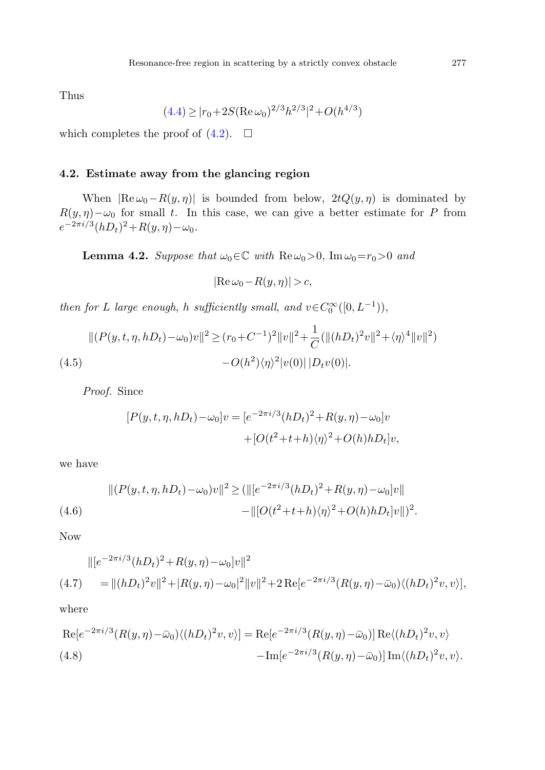Thus

$$(4.4) \geq |r_0 + 2S(\operatorname{Re}\omega_0)^{2/3}h^{2/3}|^2 + O(h^{4/3})$$

which completes the proof of (4.2). $\square$

### 4.2. Estimate away from the glancing region

When $|\operatorname{Re}\omega_0 - R(y,\eta)|$ is bounded from below, $2tQ(y,\eta)$ is dominated by $R(y,\eta)-\omega_0$ for small $t$. In this case, we can give a better estimate for $P$ from $e^{-2\pi i/3}(hD_t)^2 + R(y,\eta) - \omega_0$.

**Lemma 4.2.** *Suppose that* $\omega_0 \in \mathbb{C}$ *with* $\operatorname{Re}\omega_0 > 0$, $\operatorname{Im}\omega_0 = r_0 > 0$ *and*

$$|\operatorname{Re}\omega_0 - R(y,\eta)| > c,$$

*then for* $L$ *large enough*, $h$ *sufficiently small*, *and* $v \in C_0^\infty([0, L^{-1}))$,

$$\begin{aligned}\|(P(y,t,\eta,hD_t)-\omega_0)v\|^2 \geq (r_0 + C^{-1})^2\|v\|^2 + \frac{1}{C}(\|(hD_t)^2 v\|^2 + \langle\eta\rangle^4\|v\|^2) \\ - O(h^2)\langle\eta\rangle^2|v(0)|\,|D_t v(0)|.\end{aligned} \tag{4.5}$$

*Proof.* Since

$$\begin{aligned}[P(y,t,\eta,hD_t)-\omega_0]v = [e^{-2\pi i/3}(hD_t)^2 + R(y,\eta) - \omega_0]v \\ + [O(t^2+t+h)\langle\eta\rangle^2 + O(h)hD_t]v,\end{aligned}$$

we have

$$\begin{aligned}\|(P(y,t,\eta,hD_t)-\omega_0)v\|^2 \geq (\|[e^{-2\pi i/3}(hD_t)^2 + R(y,\eta) - \omega_0]v\| \\ - \|[O(t^2+t+h)\langle\eta\rangle^2 + O(h)hD_t]v\|)^2.\end{aligned} \tag{4.6}$$

Now

$$\begin{aligned}&\|[e^{-2\pi i/3}(hD_t)^2 + R(y,\eta) - \omega_0]v\|^2 \\ &= \|(hD_t)^2 v\|^2 + |R(y,\eta)-\omega_0|^2\|v\|^2 + 2\operatorname{Re}[e^{-2\pi i/3}(R(y,\eta)-\bar\omega_0)\langle(hD_t)^2 v, v\rangle],\end{aligned} \tag{4.7}$$

where

$$\begin{aligned}\operatorname{Re}[e^{-2\pi i/3}(R(y,\eta)-\bar\omega_0)\langle(hD_t)^2 v, v\rangle] = \operatorname{Re}[e^{-2\pi i/3}(R(y,\eta)-\bar\omega_0)]\operatorname{Re}\langle(hD_t)^2 v, v\rangle \\ - \operatorname{Im}[e^{-2\pi i/3}(R(y,\eta)-\bar\omega_0)]\operatorname{Im}\langle(hD_t)^2 v, v\rangle.\end{aligned} \tag{4.8}$$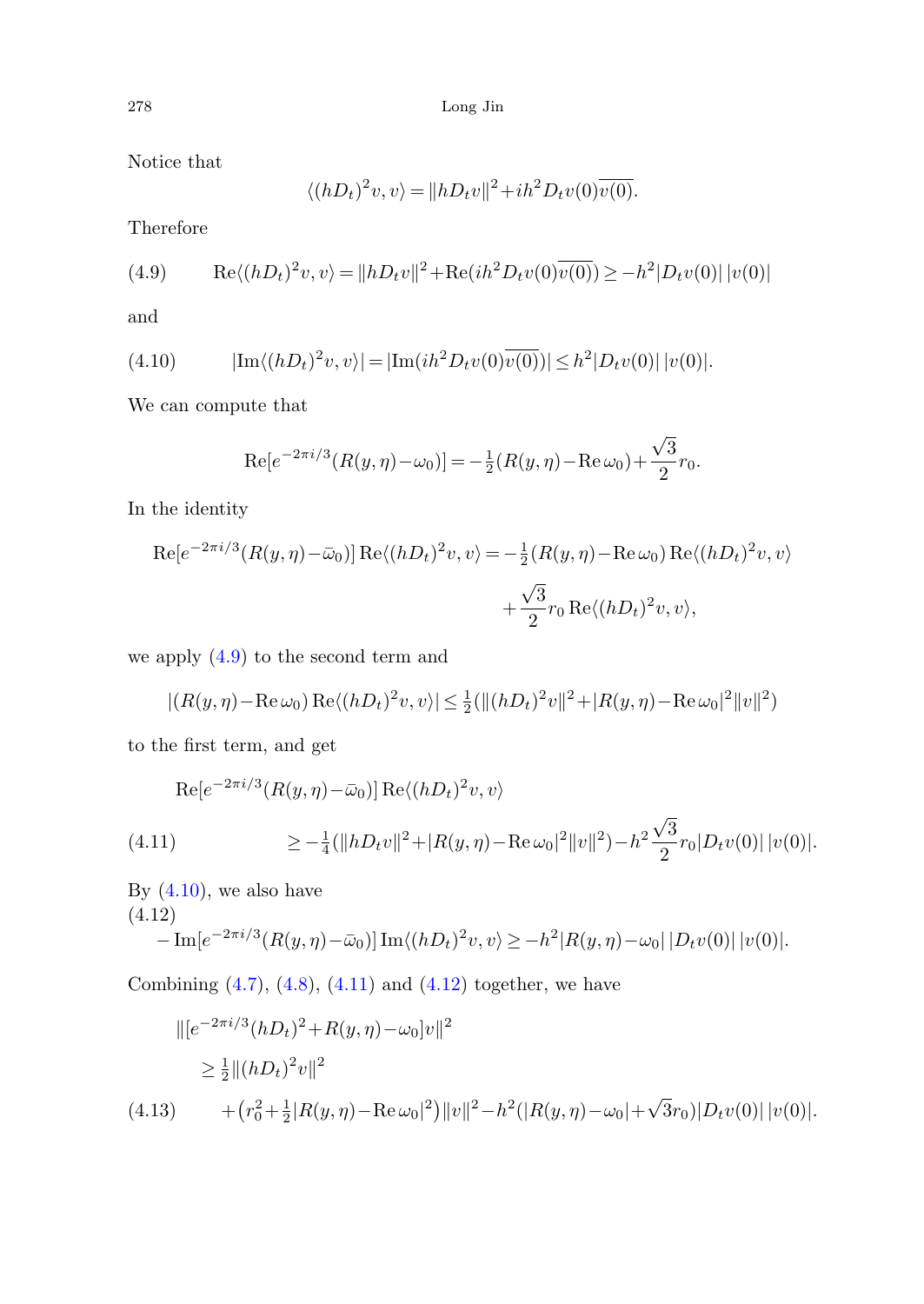Notice that

$$\langle (hD_t)^2 v, v\rangle = \|hD_t v\|^2 + ih^2 D_t v(0)\overline{v(0)}.$$

Therefore

$$\operatorname{Re}\langle (hD_t)^2 v, v\rangle = \|hD_t v\|^2 + \operatorname{Re}(ih^2 D_t v(0)\overline{v(0)}) \geq -h^2 |D_t v(0)|\,|v(0)| \tag{4.9}$$

and

$$|\operatorname{Im}\langle (hD_t)^2 v, v\rangle| = |\operatorname{Im}(ih^2 D_t v(0)\overline{v(0)})| \leq h^2 |D_t v(0)|\,|v(0)|. \tag{4.10}$$

We can compute that

$$\operatorname{Re}[e^{-2\pi i/3}(R(y,\eta) - \omega_0)] = -\tfrac{1}{2}(R(y,\eta) - \operatorname{Re}\omega_0) + \frac{\sqrt{3}}{2} r_0.$$

In the identity

$$\operatorname{Re}[e^{-2\pi i/3}(R(y,\eta) - \bar{\omega}_0)] \operatorname{Re}\langle (hD_t)^2 v, v\rangle = -\tfrac{1}{2}(R(y,\eta) - \operatorname{Re}\omega_0) \operatorname{Re}\langle (hD_t)^2 v, v\rangle + \frac{\sqrt{3}}{2} r_0 \operatorname{Re}\langle (hD_t)^2 v, v\rangle,$$

we apply (4.9) to the second term and

$$|(R(y,\eta) - \operatorname{Re}\omega_0) \operatorname{Re}\langle (hD_t)^2 v, v\rangle| \leq \tfrac{1}{2}(\|(hD_t)^2 v\|^2 + |R(y,\eta) - \operatorname{Re}\omega_0|^2 \|v\|^2)$$

to the first term, and get

$$\begin{aligned} &\operatorname{Re}[e^{-2\pi i/3}(R(y,\eta) - \bar{\omega}_0)] \operatorname{Re}\langle (hD_t)^2 v, v\rangle \\ &\qquad \geq -\tfrac{1}{4}(\|hD_t v\|^2 + |R(y,\eta) - \operatorname{Re}\omega_0|^2 \|v\|^2) - h^2 \frac{\sqrt{3}}{2} r_0 |D_t v(0)|\,|v(0)|. \end{aligned} \tag{4.11}$$

By (4.10), we also have

$$-\operatorname{Im}[e^{-2\pi i/3}(R(y,\eta) - \bar{\omega}_0)] \operatorname{Im}\langle (hD_t)^2 v, v\rangle \geq -h^2 |R(y,\eta) - \omega_0|\,|D_t v(0)|\,|v(0)|. \tag{4.12}$$

Combining (4.7), (4.8), (4.11) and (4.12) together, we have

$$\begin{aligned} &\|[e^{-2\pi i/3}(hD_t)^2 + R(y,\eta) - \omega_0] v\|^2 \\ &\quad \geq \tfrac{1}{2}\|(hD_t)^2 v\|^2 \\ &\qquad + \left(r_0^2 + \tfrac{1}{2}|R(y,\eta) - \operatorname{Re}\omega_0|^2\right)\|v\|^2 - h^2(|R(y,\eta) - \omega_0| + \sqrt{3} r_0)|D_t v(0)|\,|v(0)|. \end{aligned} \tag{4.13}$$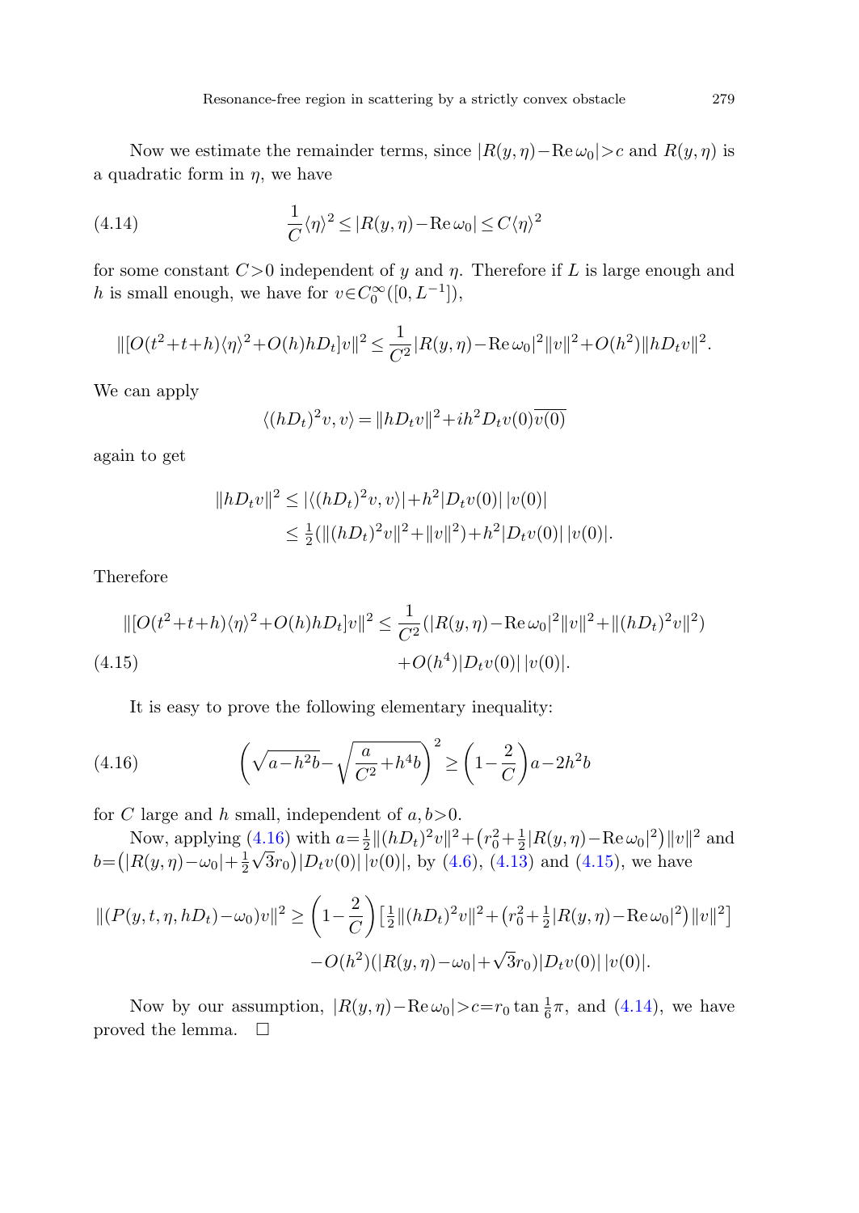Now we estimate the remainder terms, since $|R(y,\eta)-\operatorname{Re}\omega_0|>c$ and $R(y,\eta)$ is a quadratic form in $\eta$, we have

$$\frac{1}{C}\langle\eta\rangle^2 \le |R(y,\eta)-\operatorname{Re}\omega_0| \le C\langle\eta\rangle^2 \tag{4.14}$$

for some constant $C>0$ independent of $y$ and $\eta$. Therefore if $L$ is large enough and $h$ is small enough, we have for $v\in C_0^\infty([0,L^{-1}])$,

$$\|[O(t^2+t+h)\langle\eta\rangle^2+O(h)hD_t]v\|^2 \le \frac{1}{C^2}|R(y,\eta)-\operatorname{Re}\omega_0|^2\|v\|^2+O(h^2)\|hD_tv\|^2.$$

We can apply

$$\langle (hD_t)^2v,v\rangle = \|hD_tv\|^2+ih^2D_tv(0)\overline{v(0)}$$

again to get

$$\begin{aligned}
\|hD_tv\|^2 &\le |\langle (hD_t)^2v,v\rangle|+h^2|D_tv(0)|\,|v(0)| \\
&\le \tfrac{1}{2}(\|(hD_t)^2v\|^2+\|v\|^2)+h^2|D_tv(0)|\,|v(0)|.
\end{aligned}$$

Therefore

$$\begin{aligned}
\|[O(t^2+t+h)\langle\eta\rangle^2+O(h)hD_t]v\|^2 \le{}& \frac{1}{C^2}(|R(y,\eta)-\operatorname{Re}\omega_0|^2\|v\|^2+\|(hD_t)^2v\|^2) \\
&+O(h^4)|D_tv(0)|\,|v(0)|.
\end{aligned} \tag{4.15}$$

It is easy to prove the following elementary inequality:

$$\left(\sqrt{a-h^2b}-\sqrt{\frac{a}{C^2}+h^4b}\right)^2 \ge \left(1-\frac{2}{C}\right)a-2h^2b \tag{4.16}$$

for $C$ large and $h$ small, independent of $a,b>0$.

Now, applying (4.16) with $a=\frac{1}{2}\|(hD_t)^2v\|^2+\left(r_0^2+\frac{1}{2}|R(y,\eta)-\operatorname{Re}\omega_0|^2\right)\|v\|^2$ and $b=\left(|R(y,\eta)-\omega_0|+\frac{1}{2}\sqrt{3}r_0\right)|D_tv(0)|\,|v(0)|$, by (4.6), (4.13) and (4.15), we have

$$\begin{aligned}
\|(P(y,t,\eta,hD_t)-\omega_0)v\|^2 \ge{}& \left(1-\frac{2}{C}\right)\left[\tfrac{1}{2}\|(hD_t)^2v\|^2+\left(r_0^2+\tfrac{1}{2}|R(y,\eta)-\operatorname{Re}\omega_0|^2\right)\|v\|^2\right] \\
&-O(h^2)(|R(y,\eta)-\omega_0|+\sqrt{3}r_0)|D_tv(0)|\,|v(0)|.
\end{aligned}$$

Now by our assumption, $|R(y,\eta)-\operatorname{Re}\omega_0|>c=r_0\tan\frac{1}{6}\pi$, and (4.14), we have proved the lemma. $\square$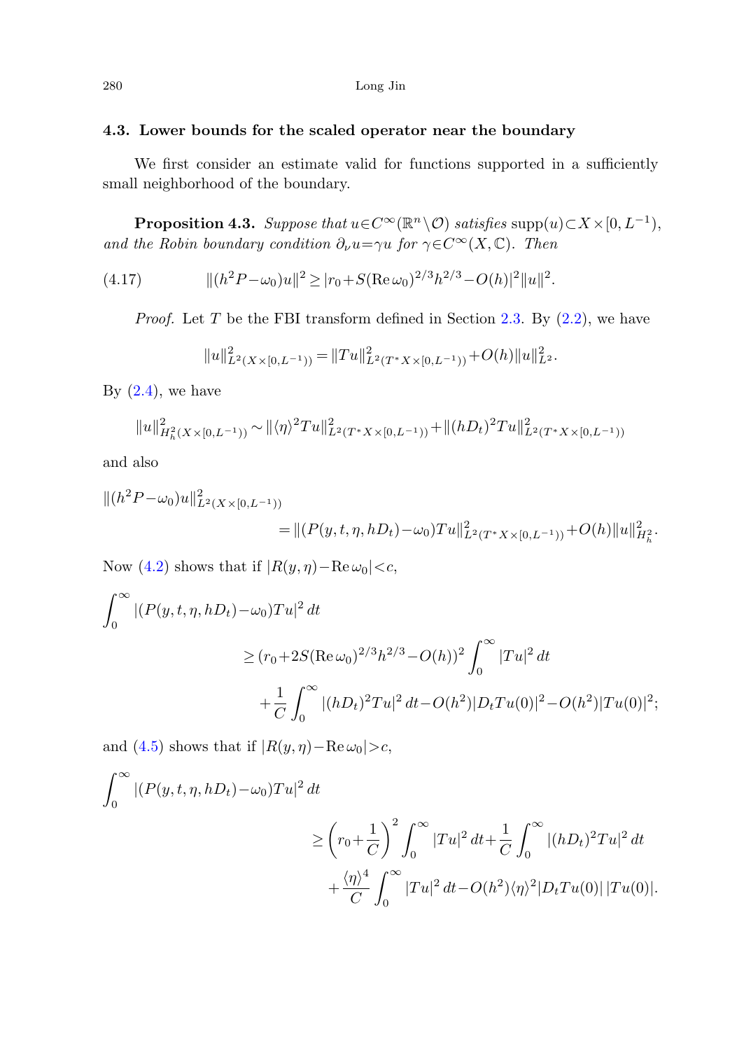### 4.3. Lower bounds for the scaled operator near the boundary

We first consider an estimate valid for functions supported in a sufficiently small neighborhood of the boundary.

**Proposition 4.3.** *Suppose that* $u\in C^\infty(\mathbb{R}^n\setminus\mathcal{O})$ *satisfies* $\operatorname{supp}(u)\subset X\times[0,L^{-1})$, *and the Robin boundary condition* $\partial_\nu u=\gamma u$ *for* $\gamma\in C^\infty(X,\mathbb{C})$. *Then*

$$\|(h^2P-\omega_0)u\|^2\geq |r_0+S(\operatorname{Re}\omega_0)^{2/3}h^{2/3}-O(h)|^2\|u\|^2. \tag{4.17}$$

*Proof.* Let $T$ be the FBI transform defined in Section 2.3. By (2.2), we have

$$\|u\|^2_{L^2(X\times[0,L^{-1}))}=\|Tu\|^2_{L^2(T^*X\times[0,L^{-1}))}+O(h)\|u\|^2_{L^2}.$$

By (2.4), we have

$$\|u\|^2_{H^2_h(X\times[0,L^{-1}))}\sim\|\langle\eta\rangle^2 Tu\|^2_{L^2(T^*X\times[0,L^{-1}))}+\|(hD_t)^2Tu\|^2_{L^2(T^*X\times[0,L^{-1}))}$$

and also

$$\|(h^2P-\omega_0)u\|^2_{L^2(X\times[0,L^{-1}))} = \|(P(y,t,\eta,hD_t)-\omega_0)Tu\|^2_{L^2(T^*X\times[0,L^{-1}))}+O(h)\|u\|^2_{H^2_h}.$$

Now (4.2) shows that if $|R(y,\eta)-\operatorname{Re}\omega_0|<c$,

$$\begin{aligned}
\int_0^\infty |(P(y,t,\eta,hD_t)-\omega_0)Tu|^2\,dt
&\geq (r_0+2S(\operatorname{Re}\omega_0)^{2/3}h^{2/3}-O(h))^2\int_0^\infty |Tu|^2\,dt\\
&\quad+\frac{1}{C}\int_0^\infty |(hD_t)^2Tu|^2\,dt-O(h^2)|D_tTu(0)|^2-O(h^2)|Tu(0)|^2;
\end{aligned}$$

and (4.5) shows that if $|R(y,\eta)-\operatorname{Re}\omega_0|>c$,

$$\begin{aligned}
\int_0^\infty |(P(y,t,\eta,hD_t)-\omega_0)Tu|^2\,dt
&\geq\left(r_0+\frac{1}{C}\right)^2\int_0^\infty |Tu|^2\,dt+\frac{1}{C}\int_0^\infty |(hD_t)^2Tu|^2\,dt\\
&\quad+\frac{\langle\eta\rangle^4}{C}\int_0^\infty |Tu|^2\,dt-O(h^2)\langle\eta\rangle^2|D_tTu(0)|\,|Tu(0)|.
\end{aligned}$$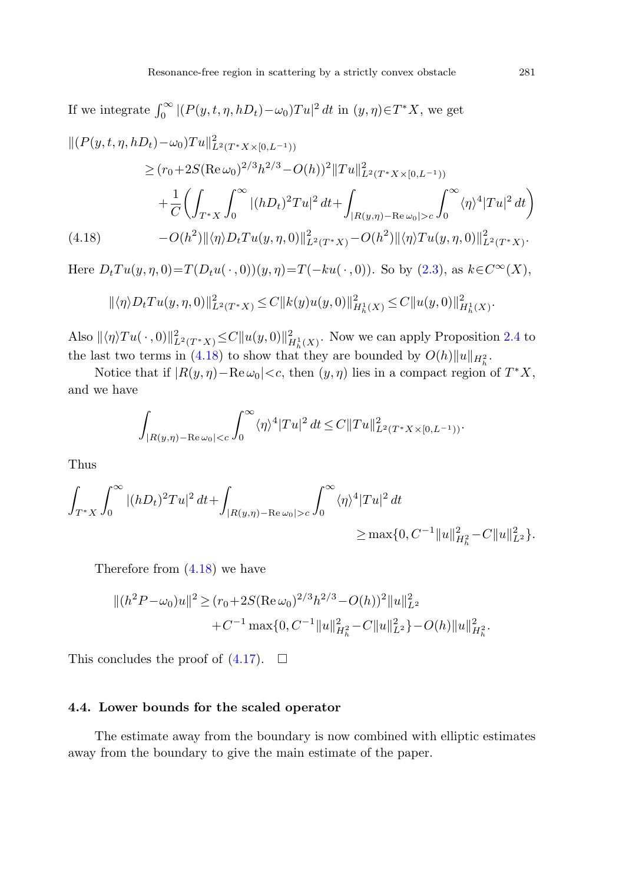If we integrate $\int_0^\infty |(P(y,t,\eta,hD_t)-\omega_0)Tu|^2\,dt$ in $(y,\eta)\in T^*X$, we get

$$
\begin{aligned}
\|(P(y,t,\eta,hD_t)-\omega_0)Tu\|^2_{L^2(T^*X\times[0,L^{-1}))} &\\
\geq (r_0+2S(\operatorname{Re}\omega_0)^{2/3}h^{2/3}-O(h))^2\|Tu\|^2_{L^2(T^*X\times[0,L^{-1}))}&\\
+\frac{1}{C}\biggl(\int_{T^*X}\int_0^\infty |(hD_t)^2Tu|^2\,dt+\int_{|R(y,\eta)-\operatorname{Re}\omega_0|>c}\int_0^\infty \langle\eta\rangle^4|Tu|^2\,dt\biggr)&\\
-O(h^2)\|\langle\eta\rangle D_tTu(y,\eta,0)\|^2_{L^2(T^*X)}-O(h^2)\|\langle\eta\rangle Tu(y,\eta,0)\|^2_{L^2(T^*X)}.& \qquad (4.18)
\end{aligned}
$$

Here $D_tTu(y,\eta,0)=T(D_tu(\,\cdot\,,0))(y,\eta)=T(-ku(\,\cdot\,,0))$. So by (2.3), as $k\in C^\infty(X)$,

$$
\|\langle\eta\rangle D_tTu(y,\eta,0)\|^2_{L^2(T^*X)}\leq C\|k(y)u(y,0)\|^2_{H^1_h(X)}\leq C\|u(y,0)\|^2_{H^1_h(X)}.
$$

Also $\|\langle\eta\rangle Tu(\,\cdot\,,0)\|^2_{L^2(T^*X)}\leq C\|u(y,0)\|^2_{H^1_h(X)}$. Now we can apply Proposition 2.4 to the last two terms in (4.18) to show that they are bounded by $O(h)\|u\|_{H^2_h}$.

Notice that if $|R(y,\eta)-\operatorname{Re}\omega_0|<c$, then $(y,\eta)$ lies in a compact region of $T^*X$, and we have

$$
\int_{|R(y,\eta)-\operatorname{Re}\omega_0|<c}\int_0^\infty \langle\eta\rangle^4|Tu|^2\,dt\leq C\|Tu\|^2_{L^2(T^*X\times[0,L^{-1}))}.
$$

Thus

$$
\begin{aligned}
\int_{T^*X}\int_0^\infty |(hD_t)^2Tu|^2\,dt+\int_{|R(y,\eta)-\operatorname{Re}\omega_0|>c}\int_0^\infty \langle\eta\rangle^4|Tu|^2\,dt&\\
\geq \max\{0,C^{-1}\|u\|^2_{H^2_h}-C\|u\|^2_{L^2}\}.&
\end{aligned}
$$

Therefore from (4.18) we have

$$
\begin{aligned}
\|(h^2P-\omega_0)u\|^2\geq (r_0+2S(\operatorname{Re}\omega_0)^{2/3}h^{2/3}-O(h))^2\|u\|^2_{L^2}&\\
+C^{-1}\max\{0,C^{-1}\|u\|^2_{H^2_h}-C\|u\|^2_{L^2}\}-O(h)\|u\|^2_{H^2_h}.&
\end{aligned}
$$

This concludes the proof of (4.17). $\square$

### 4.4. Lower bounds for the scaled operator

The estimate away from the boundary is now combined with elliptic estimates away from the boundary to give the main estimate of the paper.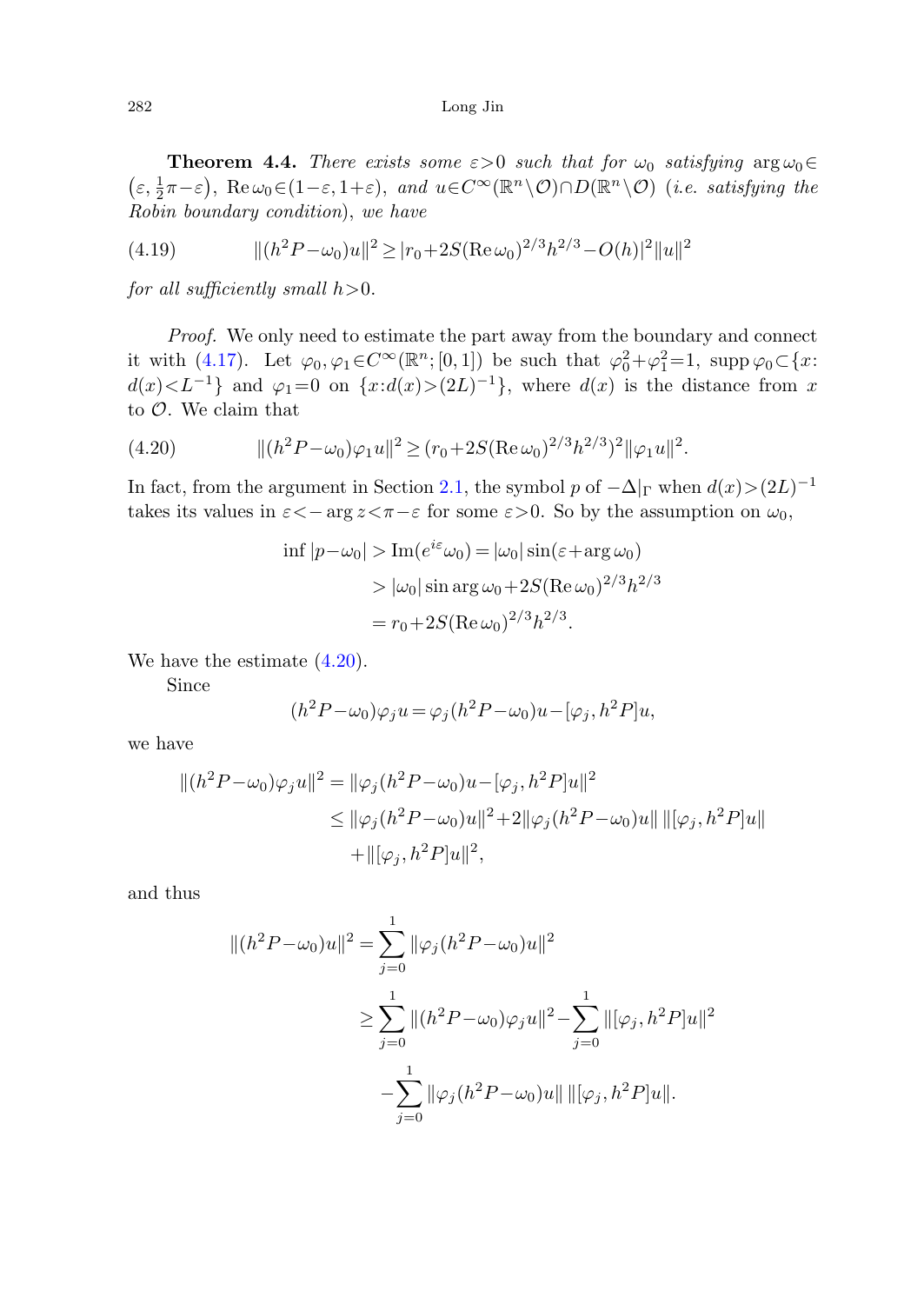**Theorem 4.4.** *There exists some $\varepsilon>0$ such that for $\omega_0$ satisfying $\arg\omega_0\in(\varepsilon,\frac{1}{2}\pi-\varepsilon)$, $\operatorname{Re}\omega_0\in(1-\varepsilon,1+\varepsilon)$, and $u\in C^\infty(\mathbb{R}^n\setminus\mathcal{O})\cap D(\mathbb{R}^n\setminus\mathcal{O})$ (i.e. satisfying the Robin boundary condition), we have*

$$\|(h^2P-\omega_0)u\|^2\geq|r_0+2S(\operatorname{Re}\omega_0)^{2/3}h^{2/3}-O(h)|^2\|u\|^2 \tag{4.19}$$

*for all sufficiently small $h>0$.*

*Proof.* We only need to estimate the part away from the boundary and connect it with (4.17). Let $\varphi_0,\varphi_1\in C^\infty(\mathbb{R}^n;[0,1])$ be such that $\varphi_0^2+\varphi_1^2=1$, $\operatorname{supp}\varphi_0\subset\{x: d(x)<L^{-1}\}$ and $\varphi_1=0$ on $\{x:d(x)>(2L)^{-1}\}$, where $d(x)$ is the distance from $x$ to $\mathcal{O}$. We claim that

$$\|(h^2P-\omega_0)\varphi_1u\|^2\geq(r_0+2S(\operatorname{Re}\omega_0)^{2/3}h^{2/3})^2\|\varphi_1u\|^2. \tag{4.20}$$

In fact, from the argument in Section 2.1, the symbol $p$ of $-\Delta|_\Gamma$ when $d(x)>(2L)^{-1}$ takes its values in $\varepsilon<-\arg z<\pi-\varepsilon$ for some $\varepsilon>0$. So by the assumption on $\omega_0$,

$$\begin{aligned}\inf|p-\omega_0| &> \operatorname{Im}(e^{i\varepsilon}\omega_0)=|\omega_0|\sin(\varepsilon+\arg\omega_0)\\ &> |\omega_0|\sin\arg\omega_0+2S(\operatorname{Re}\omega_0)^{2/3}h^{2/3}\\ &= r_0+2S(\operatorname{Re}\omega_0)^{2/3}h^{2/3}.\end{aligned}$$

We have the estimate (4.20).

Since

$$(h^2P-\omega_0)\varphi_ju=\varphi_j(h^2P-\omega_0)u-[\varphi_j,h^2P]u,$$

we have

$$\begin{aligned}\|(h^2P-\omega_0)\varphi_ju\|^2 &= \|\varphi_j(h^2P-\omega_0)u-[\varphi_j,h^2P]u\|^2\\ &\leq \|\varphi_j(h^2P-\omega_0)u\|^2+2\|\varphi_j(h^2P-\omega_0)u\|\,\|[\varphi_j,h^2P]u\|\\ &\quad +\|[\varphi_j,h^2P]u\|^2,\end{aligned}$$

and thus

$$\begin{aligned}\|(h^2P-\omega_0)u\|^2 &= \sum_{j=0}^1\|\varphi_j(h^2P-\omega_0)u\|^2\\ &\geq \sum_{j=0}^1\|(h^2P-\omega_0)\varphi_ju\|^2-\sum_{j=0}^1\|[\varphi_j,h^2P]u\|^2\\ &\quad -\sum_{j=0}^1\|\varphi_j(h^2P-\omega_0)u\|\,\|[\varphi_j,h^2P]u\|.\end{aligned}$$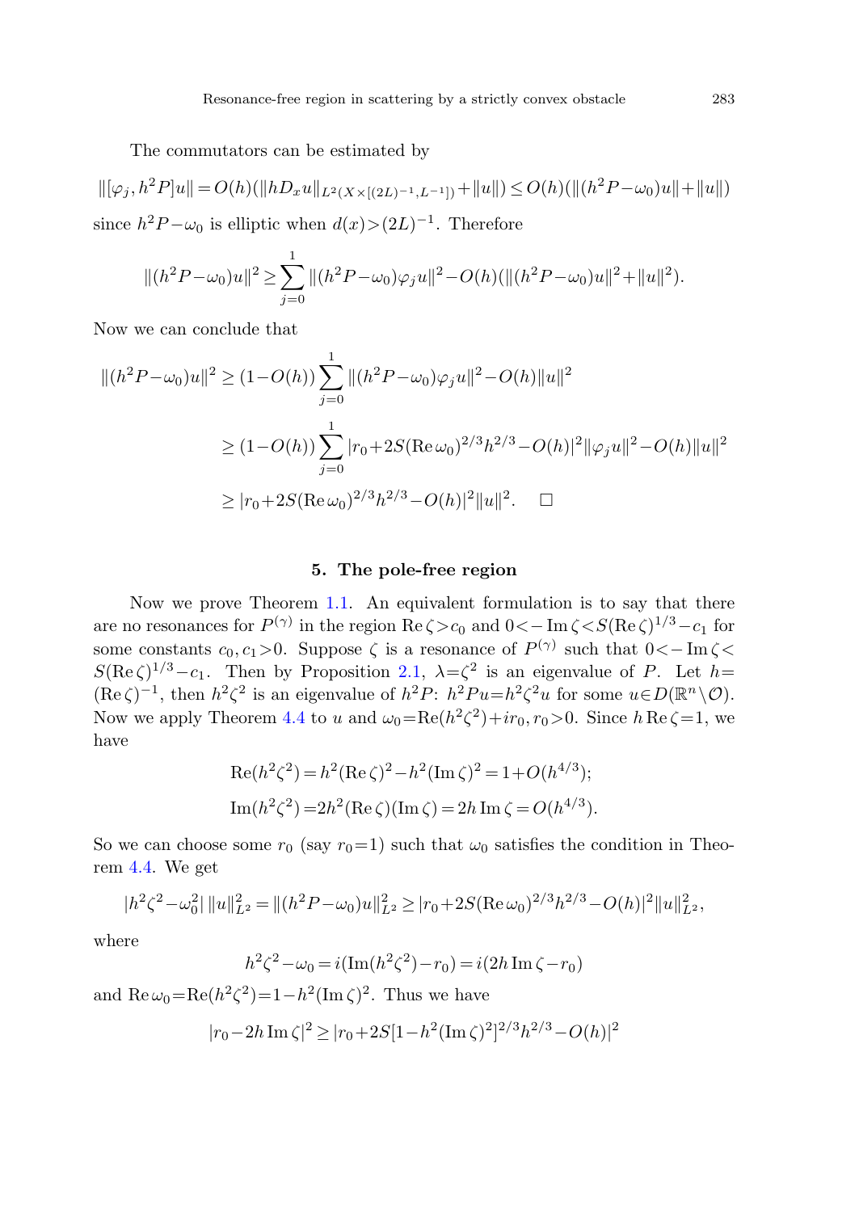The commutators can be estimated by

$$\|[\varphi_j, h^2P]u\| = O(h)(\|hD_x u\|_{L^2(X\times[(2L)^{-1},L^{-1}])}+\|u\|) \le O(h)(\|(h^2P-\omega_0)u\|+\|u\|)$$

since $h^2P-\omega_0$ is elliptic when $d(x)>(2L)^{-1}$. Therefore

$$\|(h^2P-\omega_0)u\|^2 \ge \sum_{j=0}^{1} \|(h^2P-\omega_0)\varphi_j u\|^2 - O(h)(\|(h^2P-\omega_0)u\|^2+\|u\|^2).$$

Now we can conclude that

$$\begin{aligned}
\|(h^2P-\omega_0)u\|^2 &\ge (1-O(h))\sum_{j=0}^{1} \|(h^2P-\omega_0)\varphi_j u\|^2 - O(h)\|u\|^2 \\
&\ge (1-O(h))\sum_{j=0}^{1} |r_0+2S(\operatorname{Re}\omega_0)^{2/3}h^{2/3}-O(h)|^2\|\varphi_j u\|^2 - O(h)\|u\|^2 \\
&\ge |r_0+2S(\operatorname{Re}\omega_0)^{2/3}h^{2/3}-O(h)|^2\|u\|^2. \qquad \square
\end{aligned}$$

## 5. The pole-free region

Now we prove Theorem 1.1. An equivalent formulation is to say that there are no resonances for $P^{(\gamma)}$ in the region $\operatorname{Re}\zeta>c_0$ and $0<-\operatorname{Im}\zeta<S(\operatorname{Re}\zeta)^{1/3}-c_1$ for some constants $c_0, c_1>0$. Suppose $\zeta$ is a resonance of $P^{(\gamma)}$ such that $0<-\operatorname{Im}\zeta< S(\operatorname{Re}\zeta)^{1/3}-c_1$. Then by Proposition 2.1, $\lambda=\zeta^2$ is an eigenvalue of $P$. Let $h=(\operatorname{Re}\zeta)^{-1}$, then $h^2\zeta^2$ is an eigenvalue of $h^2P$: $h^2Pu=h^2\zeta^2u$ for some $u\in D(\mathbb{R}^n\setminus\mathcal{O})$. Now we apply Theorem 4.4 to $u$ and $\omega_0=\operatorname{Re}(h^2\zeta^2)+ir_0, r_0>0$. Since $h\operatorname{Re}\zeta=1$, we have

$$\begin{aligned}
\operatorname{Re}(h^2\zeta^2) &= h^2(\operatorname{Re}\zeta)^2-h^2(\operatorname{Im}\zeta)^2 = 1+O(h^{4/3}); \\
\operatorname{Im}(h^2\zeta^2) &= 2h^2(\operatorname{Re}\zeta)(\operatorname{Im}\zeta) = 2h\operatorname{Im}\zeta = O(h^{4/3}).
\end{aligned}$$

So we can choose some $r_0$ (say $r_0=1$) such that $\omega_0$ satisfies the condition in Theorem 4.4. We get

$$|h^2\zeta^2-\omega_0^2|\,\|u\|_{L^2}^2 = \|(h^2P-\omega_0)u\|_{L^2}^2 \ge |r_0+2S(\operatorname{Re}\omega_0)^{2/3}h^{2/3}-O(h)|^2\|u\|_{L^2}^2,$$

where

$$h^2\zeta^2-\omega_0 = i(\operatorname{Im}(h^2\zeta^2)-r_0) = i(2h\operatorname{Im}\zeta-r_0)$$

and $\operatorname{Re}\omega_0=\operatorname{Re}(h^2\zeta^2)=1-h^2(\operatorname{Im}\zeta)^2$. Thus we have

$$|r_0-2h\operatorname{Im}\zeta|^2 \ge |r_0+2S[1-h^2(\operatorname{Im}\zeta)^2]^{2/3}h^{2/3}-O(h)|^2$$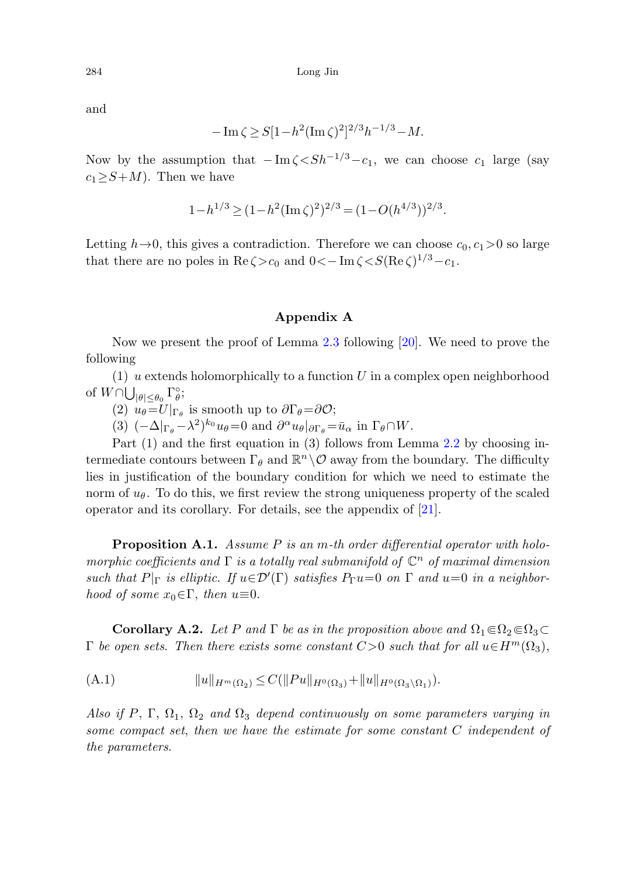and

$$-\operatorname{Im}\zeta \geq S[1-h^2(\operatorname{Im}\zeta)^2]^{2/3}h^{-1/3}-M.$$

Now by the assumption that $-\operatorname{Im}\zeta < Sh^{-1/3}-c_1$, we can choose $c_1$ large (say $c_1 \geq S+M$). Then we have

$$1-h^{1/3} \geq (1-h^2(\operatorname{Im}\zeta)^2)^{2/3} = (1-O(h^{4/3}))^{2/3}.$$

Letting $h\to 0$, this gives a contradiction. Therefore we can choose $c_0, c_1 > 0$ so large that there are no poles in $\operatorname{Re}\zeta > c_0$ and $0 < -\operatorname{Im}\zeta < S(\operatorname{Re}\zeta)^{1/3}-c_1$.

## Appendix A

Now we present the proof of Lemma 2.3 following [20]. We need to prove the following

(1) $u$ extends holomorphically to a function $U$ in a complex open neighborhood of $W \cap \bigcup_{|\theta|\leq\theta_0}\Gamma_\theta^\circ$;

(2) $u_\theta = U|_{\Gamma_\theta}$ is smooth up to $\partial\Gamma_\theta = \partial\mathcal{O}$;

(3) $(-\Delta|_{\Gamma_\theta}-\lambda^2)^{k_0}u_\theta = 0$ and $\partial^\alpha u_\theta|_{\partial\Gamma_\theta} = \bar{u}_\alpha$ in $\Gamma_\theta \cap W$.

Part (1) and the first equation in (3) follows from Lemma 2.2 by choosing intermediate contours between $\Gamma_\theta$ and $\mathbb{R}^n\setminus\mathcal{O}$ away from the boundary. The difficulty lies in justification of the boundary condition for which we need to estimate the norm of $u_\theta$. To do this, we first review the strong uniqueness property of the scaled operator and its corollary. For details, see the appendix of [21].

**Proposition A.1.** *Assume $P$ is an $m$-th order differential operator with holomorphic coefficients and $\Gamma$ is a totally real submanifold of $\mathbb{C}^n$ of maximal dimension such that $P|_\Gamma$ is elliptic. If $u \in \mathcal{D}'(\Gamma)$ satisfies $P_\Gamma u = 0$ on $\Gamma$ and $u = 0$ in a neighborhood of some $x_0 \in \Gamma$, then $u \equiv 0$.*

**Corollary A.2.** *Let $P$ and $\Gamma$ be as in the proposition above and $\Omega_1 \Subset \Omega_2 \Subset \Omega_3 \subset \Gamma$ be open sets. Then there exists some constant $C > 0$ such that for all $u \in H^m(\Omega_3)$,*

$$\|u\|_{H^m(\Omega_2)} \leq C(\|Pu\|_{H^0(\Omega_3)} + \|u\|_{H^0(\Omega_3\setminus\Omega_1)}). \tag{A.1}$$

*Also if $P$, $\Gamma$, $\Omega_1$, $\Omega_2$ and $\Omega_3$ depend continuously on some parameters varying in some compact set, then we have the estimate for some constant $C$ independent of the parameters.*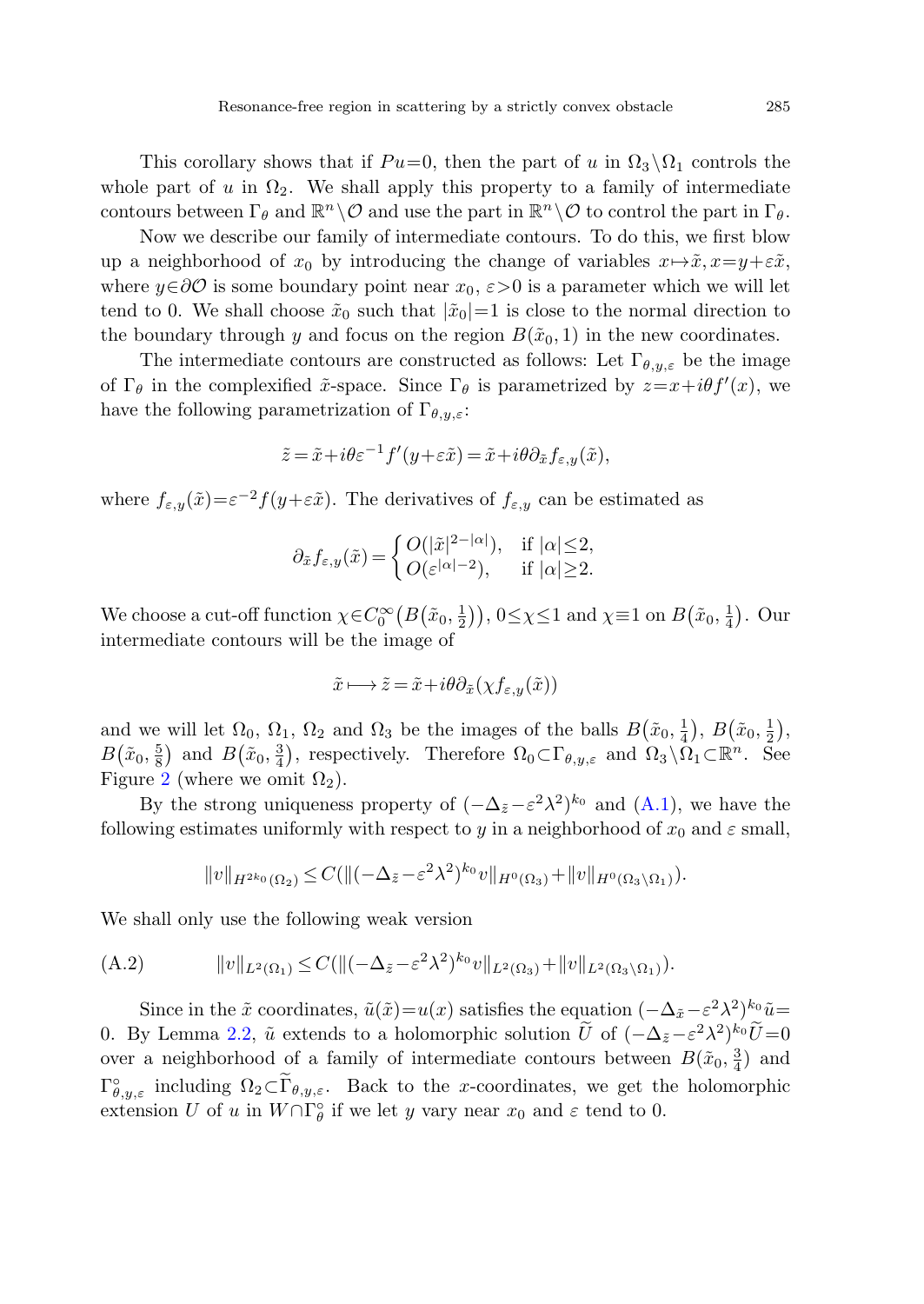This corollary shows that if $Pu=0$, then the part of $u$ in $\Omega_3\setminus\Omega_1$ controls the whole part of $u$ in $\Omega_2$. We shall apply this property to a family of intermediate contours between $\Gamma_\theta$ and $\mathbb{R}^n\setminus\mathcal{O}$ and use the part in $\mathbb{R}^n\setminus\mathcal{O}$ to control the part in $\Gamma_\theta$.

Now we describe our family of intermediate contours. To do this, we first blow up a neighborhood of $x_0$ by introducing the change of variables $x\mapsto\tilde{x}, x=y+\varepsilon\tilde{x}$, where $y\in\partial\mathcal{O}$ is some boundary point near $x_0$, $\varepsilon>0$ is a parameter which we will let tend to 0. We shall choose $\tilde{x}_0$ such that $|\tilde{x}_0|=1$ is close to the normal direction to the boundary through $y$ and focus on the region $B(\tilde{x}_0,1)$ in the new coordinates.

The intermediate contours are constructed as follows: Let $\Gamma_{\theta,y,\varepsilon}$ be the image of $\Gamma_\theta$ in the complexified $\tilde{x}$-space. Since $\Gamma_\theta$ is parametrized by $z=x+i\theta f'(x)$, we have the following parametrization of $\Gamma_{\theta,y,\varepsilon}$:

$$\tilde{z}=\tilde{x}+i\theta\varepsilon^{-1}f'(y+\varepsilon\tilde{x})=\tilde{x}+i\theta\partial_{\tilde{x}}f_{\varepsilon,y}(\tilde{x}),$$

where $f_{\varepsilon,y}(\tilde{x})=\varepsilon^{-2}f(y+\varepsilon\tilde{x})$. The derivatives of $f_{\varepsilon,y}$ can be estimated as

$$\partial_{\tilde{x}}f_{\varepsilon,y}(\tilde{x})=\begin{cases}O(|\tilde{x}|^{2-|\alpha|}), & \text{if } |\alpha|\le 2,\\ O(\varepsilon^{|\alpha|-2}), & \text{if } |\alpha|\ge 2.\end{cases}$$

We choose a cut-off function $\chi\in C_0^\infty\big(B\big(\tilde{x}_0,\frac{1}{2}\big)\big)$, $0\le\chi\le 1$ and $\chi\equiv 1$ on $B\big(\tilde{x}_0,\frac{1}{4}\big)$. Our intermediate contours will be the image of

$$\tilde{x}\longmapsto\tilde{z}=\tilde{x}+i\theta\partial_{\tilde{x}}(\chi f_{\varepsilon,y}(\tilde{x}))$$

and we will let $\Omega_0$, $\Omega_1$, $\Omega_2$ and $\Omega_3$ be the images of the balls $B\big(\tilde{x}_0,\frac{1}{4}\big)$, $B\big(\tilde{x}_0,\frac{1}{2}\big)$, $B\big(\tilde{x}_0,\frac{5}{8}\big)$ and $B\big(\tilde{x}_0,\frac{3}{4}\big)$, respectively. Therefore $\Omega_0\subset\Gamma_{\theta,y,\varepsilon}$ and $\Omega_3\setminus\Omega_1\subset\mathbb{R}^n$. See Figure 2 (where we omit $\Omega_2$).

By the strong uniqueness property of $(-\Delta_{\tilde{z}}-\varepsilon^2\lambda^2)^{k_0}$ and (A.1), we have the following estimates uniformly with respect to $y$ in a neighborhood of $x_0$ and $\varepsilon$ small,

$$\|v\|_{H^{2k_0}(\Omega_2)}\le C(\|(-\Delta_{\tilde{z}}-\varepsilon^2\lambda^2)^{k_0}v\|_{H^0(\Omega_3)}+\|v\|_{H^0(\Omega_3\setminus\Omega_1)}).$$

We shall only use the following weak version

$$\|v\|_{L^2(\Omega_1)}\le C(\|(-\Delta_{\tilde{z}}-\varepsilon^2\lambda^2)^{k_0}v\|_{L^2(\Omega_3)}+\|v\|_{L^2(\Omega_3\setminus\Omega_1)}). \tag{A.2}$$

Since in the $\tilde{x}$ coordinates, $\tilde{u}(\tilde{x})=u(x)$ satisfies the equation $(-\Delta_{\tilde{x}}-\varepsilon^2\lambda^2)^{k_0}\tilde{u}=0$. By Lemma 2.2, $\tilde{u}$ extends to a holomorphic solution $\widetilde{U}$ of $(-\Delta_{\tilde{z}}-\varepsilon^2\lambda^2)^{k_0}\widetilde{U}=0$ over a neighborhood of a family of intermediate contours between $B(\tilde{x}_0,\frac{3}{4})$ and $\Gamma^\circ_{\theta,y,\varepsilon}$ including $\Omega_2\subset\widetilde{\Gamma}_{\theta,y,\varepsilon}$. Back to the $x$-coordinates, we get the holomorphic extension $U$ of $u$ in $W\cap\Gamma^\circ_\theta$ if we let $y$ vary near $x_0$ and $\varepsilon$ tend to 0.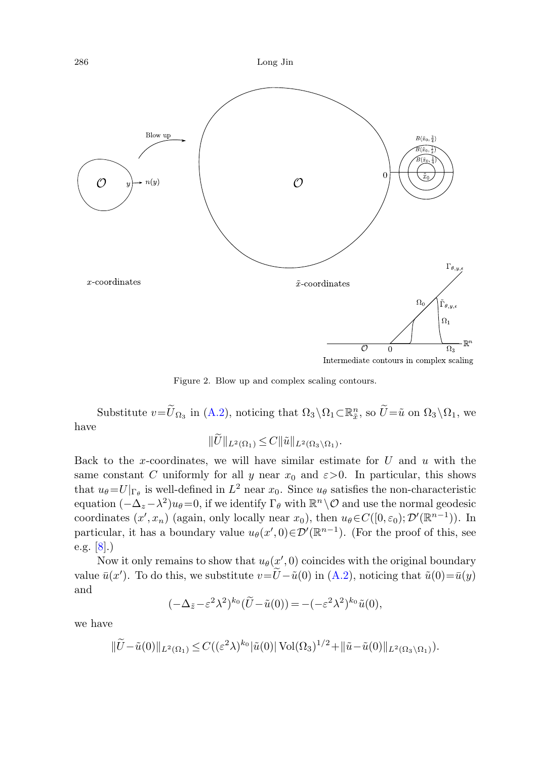Figure 2. Blow up and complex scaling contours.

Substitute $v = \widetilde{U}_{\Omega_3}$ in (A.2), noticing that $\Omega_3 \setminus \Omega_1 \subset \mathbb{R}^n_{\tilde{x}}$, so $\widetilde{U} = \tilde{u}$ on $\Omega_3 \setminus \Omega_1$, we have

$$\|\widetilde{U}\|_{L^2(\Omega_1)} \leq C \|\tilde{u}\|_{L^2(\Omega_3 \setminus \Omega_1)}.$$

Back to the $x$-coordinates, we will have similar estimate for $U$ and $u$ with the same constant $C$ uniformly for all $y$ near $x_0$ and $\varepsilon > 0$. In particular, this shows that $u_\theta = U|_{\Gamma_\theta}$ is well-defined in $L^2$ near $x_0$. Since $u_\theta$ satisfies the non-characteristic equation $(-\Delta_z - \lambda^2) u_\theta = 0$, if we identify $\Gamma_\theta$ with $\mathbb{R}^n \setminus \mathcal{O}$ and use the normal geodesic coordinates $(x', x_n)$ (again, only locally near $x_0$), then $u_\theta \in C([0, \varepsilon_0); \mathcal{D}'(\mathbb{R}^{n-1}))$. In particular, it has a boundary value $u_\theta(x', 0) \in \mathcal{D}'(\mathbb{R}^{n-1})$. (For the proof of this, see e.g. [8].)

Now it only remains to show that $u_\theta(x', 0)$ coincides with the original boundary value $\bar{u}(x')$. To do this, we substitute $v = \widetilde{U} - \tilde{u}(0)$ in (A.2), noticing that $\tilde{u}(0) = \bar{u}(y)$ and

$$(-\Delta_{\tilde{z}} - \varepsilon^2 \lambda^2)^{k_0} (\widetilde{U} - \tilde{u}(0)) = -(-\varepsilon^2 \lambda^2)^{k_0} \tilde{u}(0),$$

we have

$$\|\widetilde{U} - \tilde{u}(0)\|_{L^2(\Omega_1)} \leq C((\varepsilon^2 \lambda)^{k_0} |\tilde{u}(0)| \operatorname{Vol}(\Omega_3)^{1/2} + \|\tilde{u} - \tilde{u}(0)\|_{L^2(\Omega_3 \setminus \Omega_1)}).$$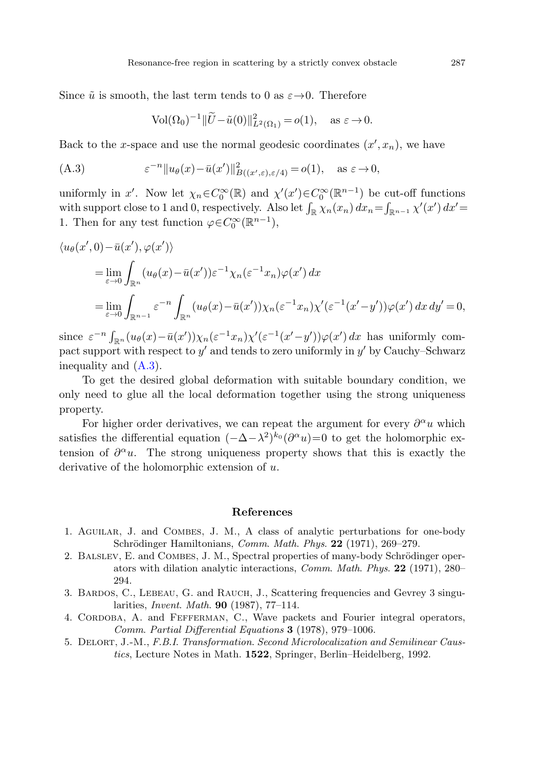Since $\tilde{u}$ is smooth, the last term tends to 0 as $\varepsilon \to 0$. Therefore

$$\mathrm{Vol}(\Omega_0)^{-1} \|\widetilde{U} - \tilde{u}(0)\|^2_{L^2(\Omega_1)} = o(1), \quad \text{as } \varepsilon \to 0.$$

Back to the $x$-space and use the normal geodesic coordinates $(x', x_n)$, we have

$$\varepsilon^{-n} \|u_\theta(x) - \bar{u}(x')\|^2_{B((x',\varepsilon),\varepsilon/4)} = o(1), \quad \text{as } \varepsilon \to 0, \tag{A.3}$$

uniformly in $x'$. Now let $\chi_n \in C_0^\infty(\mathbb{R})$ and $\chi'(x') \in C_0^\infty(\mathbb{R}^{n-1})$ be cut-off functions with support close to 1 and 0, respectively. Also let $\int_{\mathbb{R}} \chi_n(x_n)\,dx_n = \int_{\mathbb{R}^{n-1}} \chi'(x')\,dx' = 1$. Then for any test function $\varphi \in C_0^\infty(\mathbb{R}^{n-1})$,

$$\begin{aligned}
&\langle u_\theta(x', 0) - \bar{u}(x'), \varphi(x') \rangle \\
&\quad = \lim_{\varepsilon \to 0} \int_{\mathbb{R}^n} (u_\theta(x) - \bar{u}(x')) \varepsilon^{-1} \chi_n(\varepsilon^{-1} x_n) \varphi(x')\,dx \\
&\quad = \lim_{\varepsilon \to 0} \int_{\mathbb{R}^{n-1}} \varepsilon^{-n} \int_{\mathbb{R}^n} (u_\theta(x) - \bar{u}(x')) \chi_n(\varepsilon^{-1} x_n) \chi'(\varepsilon^{-1}(x' - y')) \varphi(x')\,dx\,dy' = 0,
\end{aligned}$$

since $\varepsilon^{-n} \int_{\mathbb{R}^n} (u_\theta(x) - \bar{u}(x')) \chi_n(\varepsilon^{-1} x_n) \chi'(\varepsilon^{-1}(x' - y')) \varphi(x')\,dx$ has uniformly compact support with respect to $y'$ and tends to zero uniformly in $y'$ by Cauchy–Schwarz inequality and (A.3).

To get the desired global deformation with suitable boundary condition, we only need to glue all the local deformation together using the strong uniqueness property.

For higher order derivatives, we can repeat the argument for every $\partial^\alpha u$ which satisfies the differential equation $(-\Delta - \lambda^2)^{k_0}(\partial^\alpha u) = 0$ to get the holomorphic extension of $\partial^\alpha u$. The strong uniqueness property shows that this is exactly the derivative of the holomorphic extension of $u$.

## References

1. Aguilar, J. and Combes, J. M., A class of analytic perturbations for one-body Schrödinger Hamiltonians, *Comm. Math. Phys.* **22** (1971), 269–279.
2. Balslev, E. and Combes, J. M., Spectral properties of many-body Schrödinger operators with dilation analytic interactions, *Comm. Math. Phys.* **22** (1971), 280–294.
3. Bardos, C., Lebeau, G. and Rauch, J., Scattering frequencies and Gevrey 3 singularities, *Invent. Math.* **90** (1987), 77–114.
4. Cordoba, A. and Fefferman, C., Wave packets and Fourier integral operators, *Comm. Partial Differential Equations* **3** (1978), 979–1006.
5. Delort, J.-M., *F.B.I. Transformation. Second Microlocalization and Semilinear Caustics*, Lecture Notes in Math. **1522**, Springer, Berlin–Heidelberg, 1992.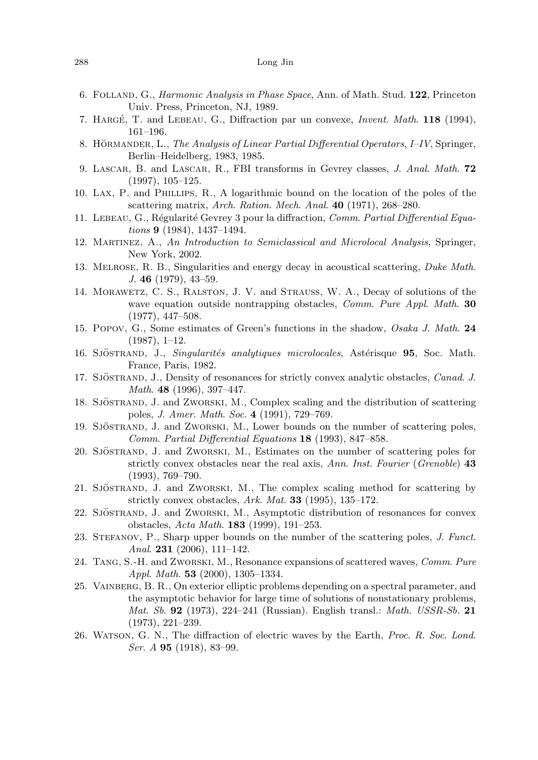6. Folland, G., *Harmonic Analysis in Phase Space*, Ann. of Math. Stud. **122**, Princeton Univ. Press, Princeton, NJ, 1989.
7. Hargé, T. and Lebeau, G., Diffraction par un convexe, *Invent. Math.* **118** (1994), 161–196.
8. Hörmander, L., *The Analysis of Linear Partial Differential Operators*, *I–IV*, Springer, Berlin–Heidelberg, 1983, 1985.
9. Lascar, B. and Lascar, R., FBI transforms in Gevrey classes, *J. Anal. Math.* **72** (1997), 105–125.
10. Lax, P. and Phillips, R., A logarithmic bound on the location of the poles of the scattering matrix, *Arch. Ration. Mech. Anal.* **40** (1971), 268–280.
11. Lebeau, G., Régularité Gevrey 3 pour la diffraction, *Comm. Partial Differential Equations* **9** (1984), 1437–1494.
12. Martinez, A., *An Introduction to Semiclassical and Microlocal Analysis*, Springer, New York, 2002.
13. Melrose, R. B., Singularities and energy decay in acoustical scattering, *Duke Math. J.* **46** (1979), 43–59.
14. Morawetz, C. S., Ralston, J. V. and Strauss, W. A., Decay of solutions of the wave equation outside nontrapping obstacles, *Comm. Pure Appl. Math.* **30** (1977), 447–508.
15. Popov, G., Some estimates of Green's functions in the shadow, *Osaka J. Math.* **24** (1987), 1–12.
16. Sjöstrand, J., *Singularités analytiques microlocales*, Astérisque **95**, Soc. Math. France, Paris, 1982.
17. Sjöstrand, J., Density of resonances for strictly convex analytic obstacles, *Canad. J. Math.* **48** (1996), 397–447.
18. Sjöstrand, J. and Zworski, M., Complex scaling and the distribution of scattering poles, *J. Amer. Math. Soc.* **4** (1991), 729–769.
19. Sjöstrand, J. and Zworski, M., Lower bounds on the number of scattering poles, *Comm. Partial Differential Equations* **18** (1993), 847–858.
20. Sjöstrand, J. and Zworski, M., Estimates on the number of scattering poles for strictly convex obstacles near the real axis, *Ann. Inst. Fourier* (*Grenoble*) **43** (1993), 769–790.
21. Sjöstrand, J. and Zworski, M., The complex scaling method for scattering by strictly convex obstacles, *Ark. Mat.* **33** (1995), 135–172.
22. Sjöstrand, J. and Zworski, M., Asymptotic distribution of resonances for convex obstacles, *Acta Math.* **183** (1999), 191–253.
23. Stefanov, P., Sharp upper bounds on the number of the scattering poles, *J. Funct. Anal.* **231** (2006), 111–142.
24. Tang, S.-H. and Zworski, M., Resonance expansions of scattered waves, *Comm. Pure Appl. Math.* **53** (2000), 1305–1334.
25. Vainberg, B. R., On exterior elliptic problems depending on a spectral parameter, and the asymptotic behavior for large time of solutions of nonstationary problems, *Mat. Sb.* **92** (1973), 224–241 (Russian). English transl.: *Math. USSR-Sb.* **21** (1973), 221–239.
26. Watson, G. N., The diffraction of electric waves by the Earth, *Proc. R. Soc. Lond. Ser. A* **95** (1918), 83–99.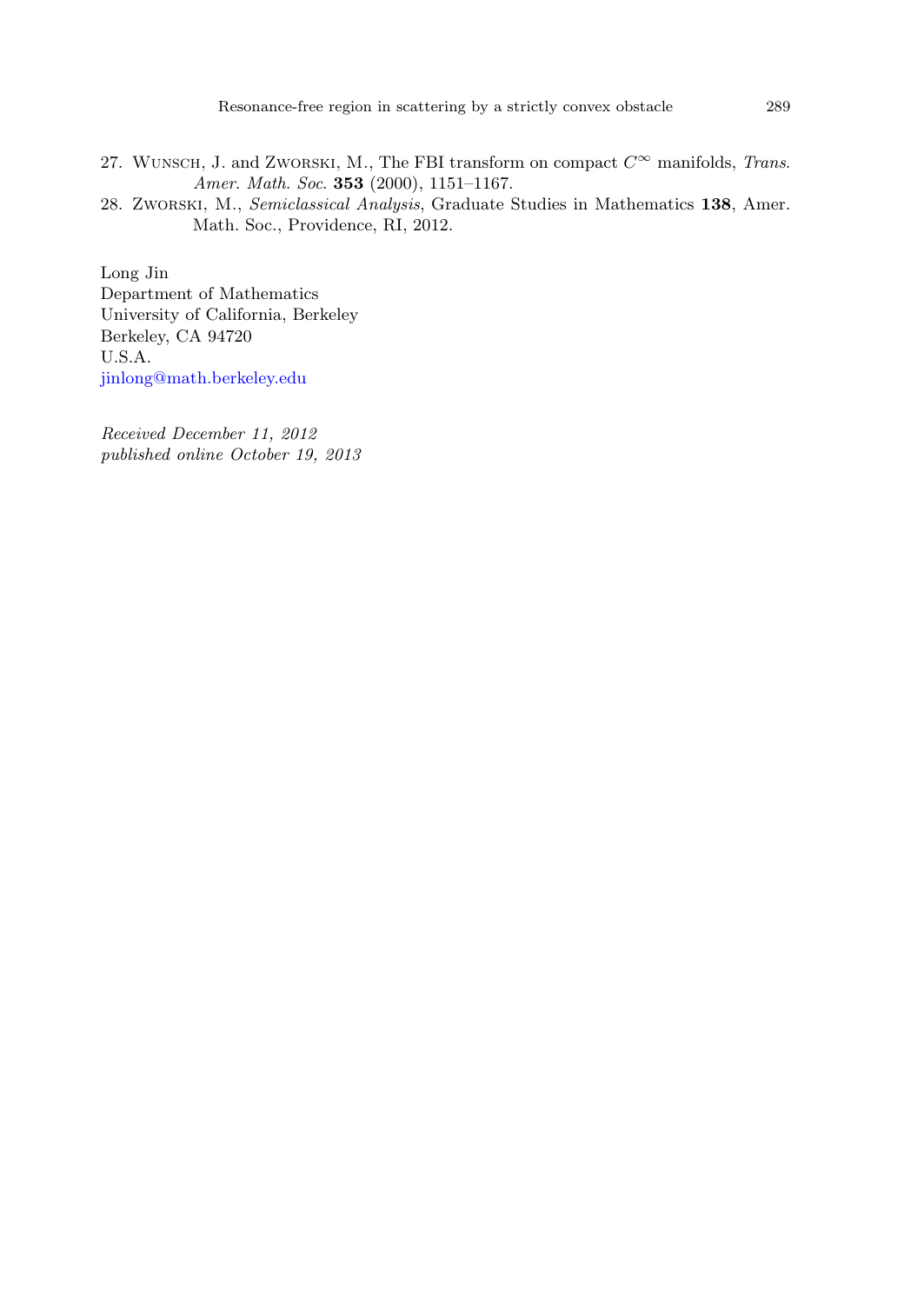27. Wunsch, J. and Zworski, M., The FBI transform on compact $C^{\infty}$ manifolds, *Trans. Amer. Math. Soc.* **353** (2000), 1151–1167.
28. Zworski, M., *Semiclassical Analysis*, Graduate Studies in Mathematics **138**, Amer. Math. Soc., Providence, RI, 2012.

Long Jin
Department of Mathematics
University of California, Berkeley
Berkeley, CA 94720
U.S.A.
jinlong@math.berkeley.edu

*Received December 11, 2012*
*published online October 19, 2013*